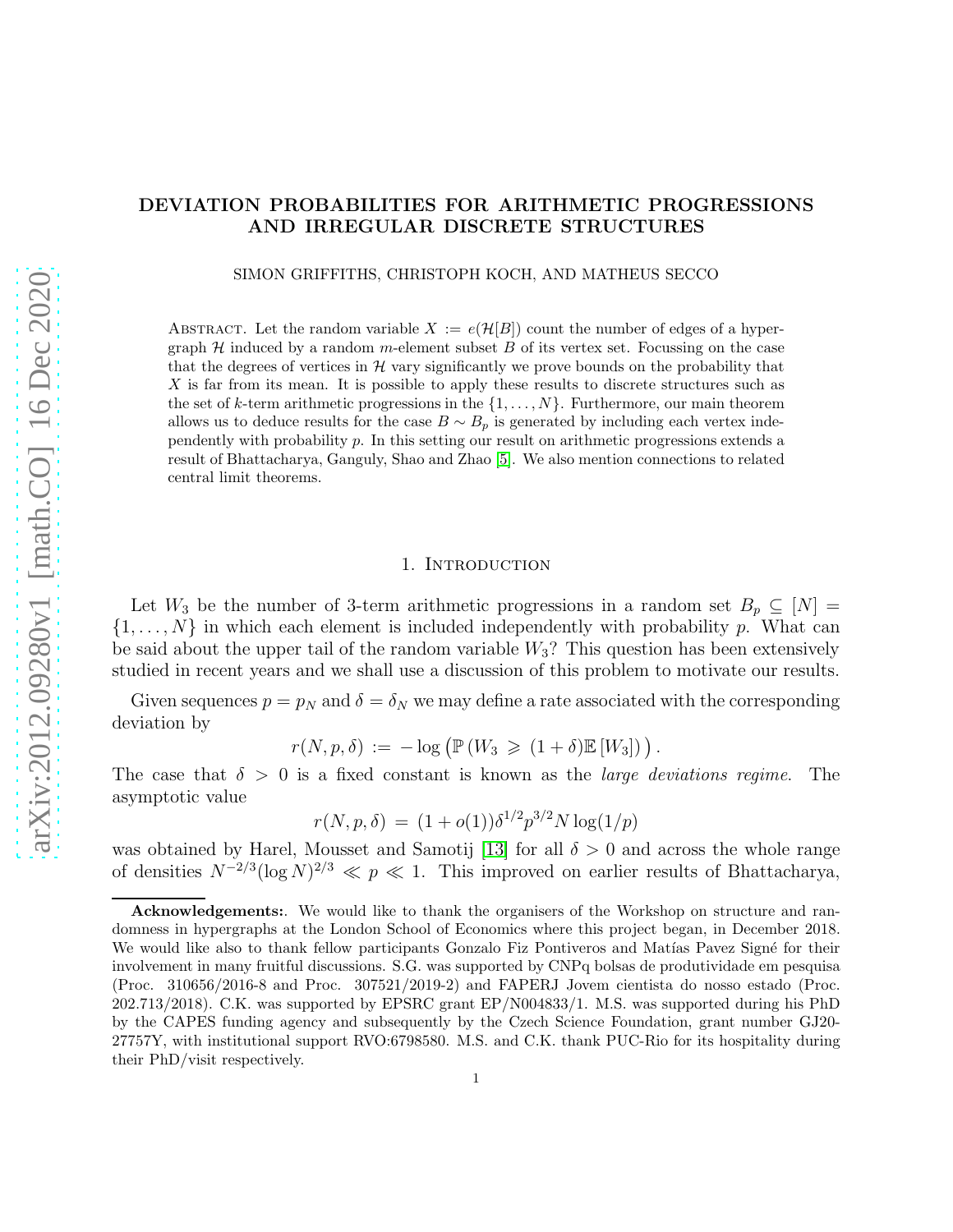# DEVIATION PROBABILITIES FOR ARITHMETIC PROGRESSIONS AND IRREGULAR DISCRETE STRUCTURES

SIMON GRIFFITHS, CHRISTOPH KOCH, AND MATHEUS SECCO

Abstract. Let the random variable $X := e(\mathcal{H}[B])$ count the number of edges of a hypergraph $\mathcal{H}$ induced by a random $m$-element subset $B$ of its vertex set. Focussing on the case that the degrees of vertices in $\mathcal{H}$ vary significantly we prove bounds on the probability that $X$ is far from its mean. It is possible to apply these results to discrete structures such as the set of $k$-term arithmetic progressions in the $\{1, \ldots, N\}$. Furthermore, our main theorem allows us to deduce results for the case $B \sim B_p$ is generated by including each vertex independently with probability $p$. In this setting our result on arithmetic progressions extends a result of Bhattacharya, Ganguly, Shao and Zhao [5]. We also mention connections to related central limit theorems.

## 1. Introduction

Let $W_3$ be the number of 3-term arithmetic progressions in a random set $B_p \subseteq [N] = \{1, \ldots, N\}$ in which each element is included independently with probability $p$. What can be said about the upper tail of the random variable $W_3$? This question has been extensively studied in recent years and we shall use a discussion of this problem to motivate our results.

Given sequences $p = p_N$ and $\delta = \delta_N$ we may define a rate associated with the corresponding deviation by

$$r(N, p, \delta) := -\log\left(\mathbb{P}\left(W_3 \geqslant (1+\delta)\mathbb{E}\left[W_3\right]\right)\right).$$

The case that $\delta > 0$ is a fixed constant is known as the *large deviations regime*. The asymptotic value

$$r(N, p, \delta) = (1 + o(1))\delta^{1/2} p^{3/2} N \log(1/p)$$

was obtained by Harel, Mousset and Samotij [13] for all $\delta > 0$ and across the whole range of densities $N^{-2/3}(\log N)^{2/3} \ll p \ll 1$. This improved on earlier results of Bhattacharya,

---

**Acknowledgements:**. We would like to thank the organisers of the Workshop on structure and randomness in hypergraphs at the London School of Economics where this project began, in December 2018. We would like also to thank fellow participants Gonzalo Fiz Pontiveros and Matías Pavez Signé for their involvement in many fruitful discussions. S.G. was supported by CNPq bolsas de produtividade em pesquisa (Proc. 310656/2016-8 and Proc. 307521/2019-2) and FAPERJ Jovem cientista do nosso estado (Proc. 202.713/2018). C.K. was supported by EPSRC grant EP/N004833/1. M.S. was supported during his PhD by the CAPES funding agency and subsequently by the Czech Science Foundation, grant number GJ20-27757Y, with institutional support RVO:6798580. M.S. and C.K. thank PUC-Rio for its hospitality during their PhD/visit respectively.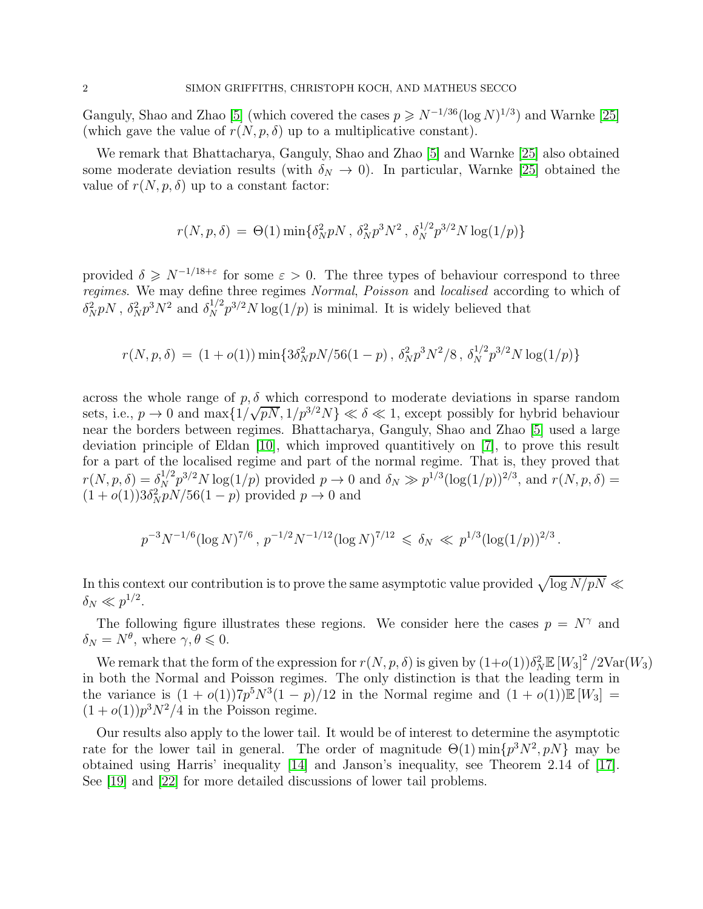Ganguly, Shao and Zhao [5] (which covered the cases $p \geqslant N^{-1/36}(\log N)^{1/3}$) and Warnke [25] (which gave the value of $r(N, p, \delta)$ up to a multiplicative constant).

We remark that Bhattacharya, Ganguly, Shao and Zhao [5] and Warnke [25] also obtained some moderate deviation results (with $\delta_N \to 0$). In particular, Warnke [25] obtained the value of $r(N, p, \delta)$ up to a constant factor:

$$r(N, p, \delta) \,=\, \Theta(1) \min\{\delta_N^2 pN \,,\, \delta_N^2 p^3 N^2 \,,\, \delta_N^{1/2} p^{3/2} N \log(1/p)\}$$

provided $\delta \geqslant N^{-1/18+\varepsilon}$ for some $\varepsilon > 0$. The three types of behaviour correspond to three *regimes*. We may define three regimes *Normal*, *Poisson* and *localised* according to which of $\delta_N^2 pN$, $\delta_N^2 p^3 N^2$ and $\delta_N^{1/2} p^{3/2} N \log(1/p)$ is minimal. It is widely believed that

$$r(N, p, \delta) \,=\, (1 + o(1)) \min\{3\delta_N^2 pN/56(1-p) \,,\, \delta_N^2 p^3 N^2/8 \,,\, \delta_N^{1/2} p^{3/2} N \log(1/p)\}$$

across the whole range of $p, \delta$ which correspond to moderate deviations in sparse random sets, i.e., $p \to 0$ and $\max\{1/\sqrt{pN}, 1/p^{3/2}N\} \ll \delta \ll 1$, except possibly for hybrid behaviour near the borders between regimes. Bhattacharya, Ganguly, Shao and Zhao [5] used a large deviation principle of Eldan [10], which improved quantitively on [7], to prove this result for a part of the localised regime and part of the normal regime. That is, they proved that $r(N, p, \delta) = \delta_N^{1/2} p^{3/2} N \log(1/p)$ provided $p \to 0$ and $\delta_N \gg p^{1/3}(\log(1/p))^{2/3}$, and $r(N, p, \delta) = (1 + o(1))3\delta_N^2 pN/56(1-p)$ provided $p \to 0$ and

$$p^{-3}N^{-1/6}(\log N)^{7/6} \,,\, p^{-1/2}N^{-1/12}(\log N)^{7/12} \,\leqslant\, \delta_N \,\ll\, p^{1/3}(\log(1/p))^{2/3} \,.$$

In this context our contribution is to prove the same asymptotic value provided $\sqrt{\log N/pN} \ll \delta_N \ll p^{1/2}$.

The following figure illustrates these regions. We consider here the cases $p = N^{\gamma}$ and $\delta_N = N^{\theta}$, where $\gamma, \theta \leqslant 0$.

We remark that the form of the expression for $r(N, p, \delta)$ is given by $(1+o(1))\delta_N^2 \mathbb{E}\left[W_3\right]^2 /2\text{Var}(W_3)$ in both the Normal and Poisson regimes. The only distinction is that the leading term in the variance is $(1 + o(1))7p^5N^3(1-p)/12$ in the Normal regime and $(1 + o(1))\mathbb{E}\left[W_3\right] = (1 + o(1))p^3N^2/4$ in the Poisson regime.

Our results also apply to the lower tail. It would be of interest to determine the asymptotic rate for the lower tail in general. The order of magnitude $\Theta(1) \min\{p^3N^2, pN\}$ may be obtained using Harris' inequality [14] and Janson's inequality, see Theorem 2.14 of [17]. See [19] and [22] for more detailed discussions of lower tail problems.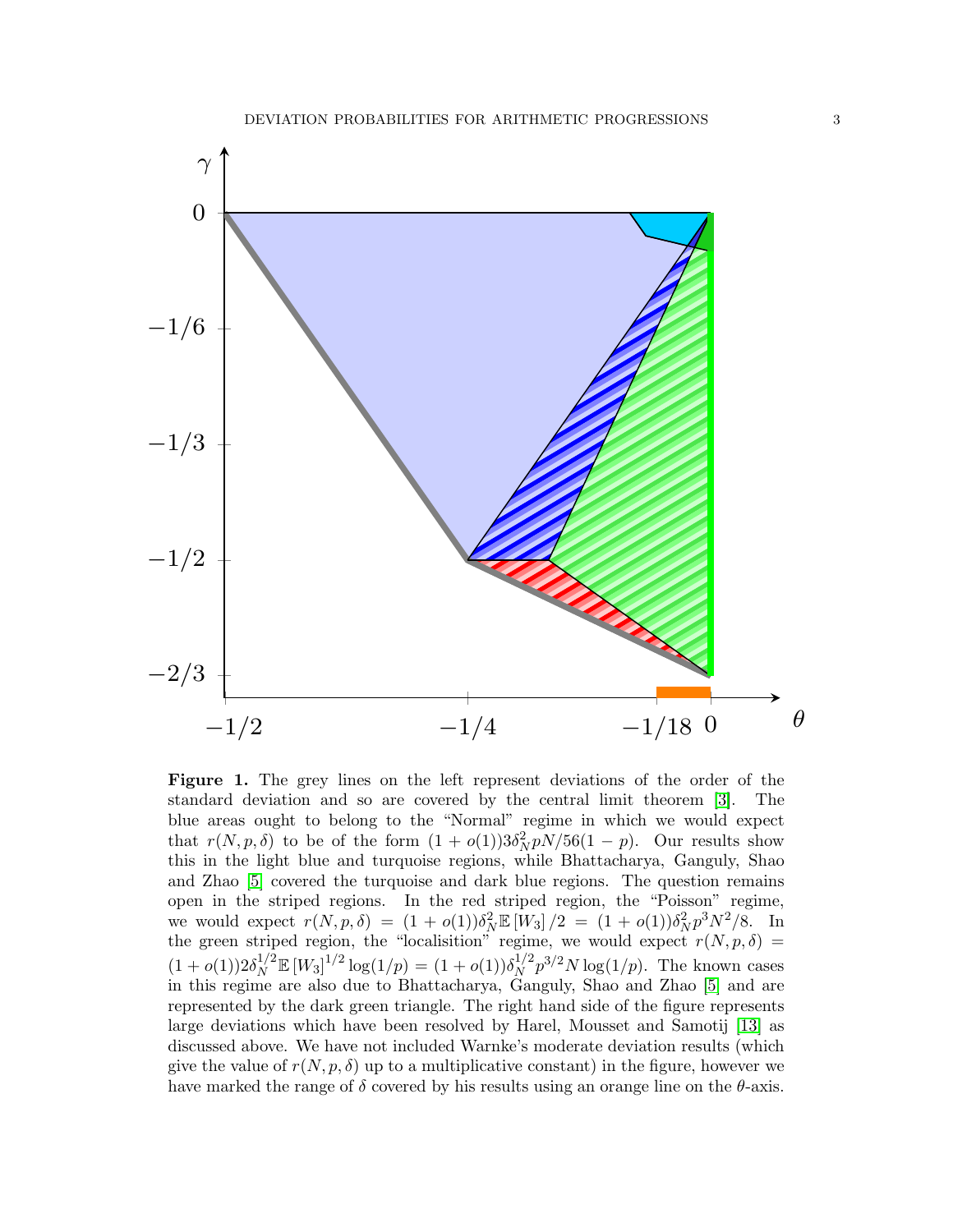Figure 1. The grey lines on the left represent deviations of the order of the standard deviation and so are covered by the central limit theorem [3]. The blue areas ought to belong to the "Normal" regime in which we would expect that $r(N, p, \delta)$ to be of the form $(1 + o(1))3\delta_N^2 pN/56(1-p)$. Our results show this in the light blue and turquoise regions, while Bhattacharya, Ganguly, Shao and Zhao [5] covered the turquoise and dark blue regions. The question remains open in the striped regions. In the red striped region, the "Poisson" regime, we would expect $r(N, p, \delta) = (1 + o(1))\delta_N^2 \mathbb{E}[W_3]/2 = (1 + o(1))\delta_N^2 p^3 N^2/8$. In the green striped region, the "localisition" regime, we would expect $r(N, p, \delta) = (1 + o(1))2\delta_N^{1/2} \mathbb{E}[W_3]^{1/2} \log(1/p) = (1 + o(1))\delta_N^{1/2} p^{3/2} N \log(1/p)$. The known cases in this regime are also due to Bhattacharya, Ganguly, Shao and Zhao [5] and are represented by the dark green triangle. The right hand side of the figure represents large deviations which have been resolved by Harel, Mousset and Samotij [13] as discussed above. We have not included Warnke's moderate deviation results (which give the value of $r(N, p, \delta)$ up to a multiplicative constant) in the figure, however we have marked the range of $\delta$ covered by his results using an orange line on the $\theta$-axis.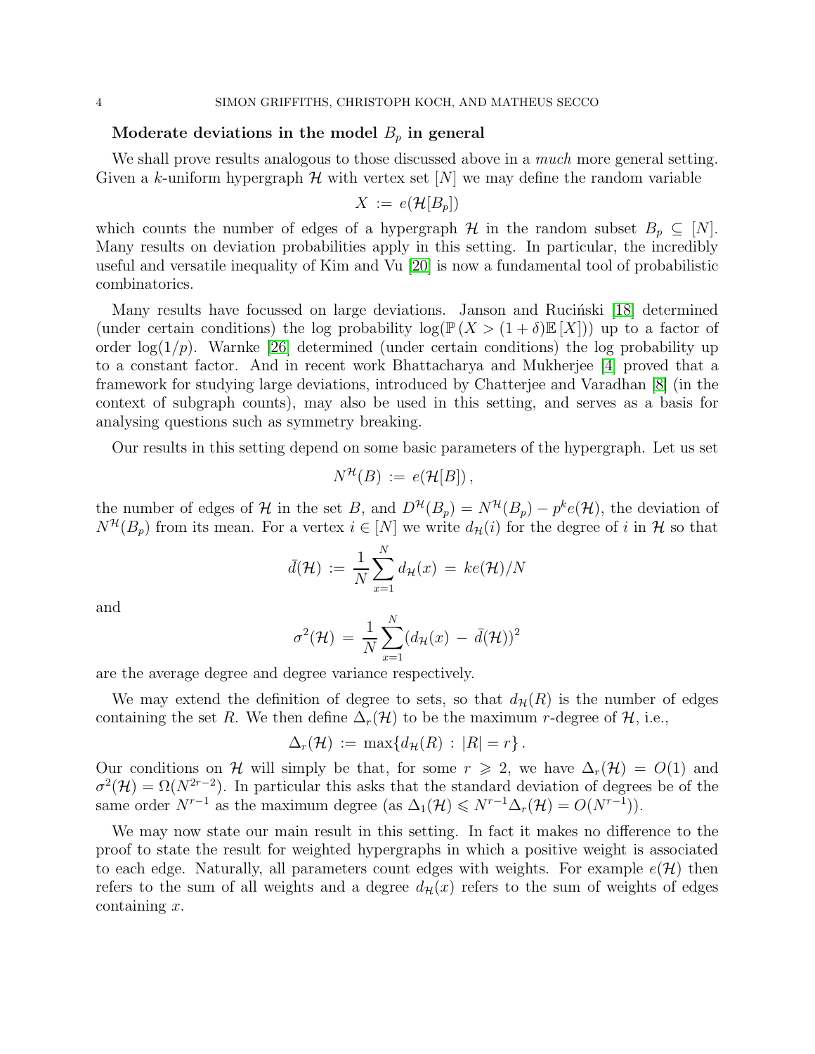### Moderate deviations in the model $B_p$ in general

We shall prove results analogous to those discussed above in a *much* more general setting. Given a $k$-uniform hypergraph $\mathcal{H}$ with vertex set $[N]$ we may define the random variable

$$X := e(\mathcal{H}[B_p])$$

which counts the number of edges of a hypergraph $\mathcal{H}$ in the random subset $B_p \subseteq [N]$. Many results on deviation probabilities apply in this setting. In particular, the incredibly useful and versatile inequality of Kim and Vu [20] is now a fundamental tool of probabilistic combinatorics.

Many results have focussed on large deviations. Janson and Ruciński [18] determined (under certain conditions) the log probability $\log(\mathbb{P}(X > (1+\delta)\mathbb{E}[X]))$ up to a factor of order $\log(1/p)$. Warnke [26] determined (under certain conditions) the log probability up to a constant factor. And in recent work Bhattacharya and Mukherjee [4] proved that a framework for studying large deviations, introduced by Chatterjee and Varadhan [8] (in the context of subgraph counts), may also be used in this setting, and serves as a basis for analysing questions such as symmetry breaking.

Our results in this setting depend on some basic parameters of the hypergraph. Let us set

$$N^{\mathcal{H}}(B) := e(\mathcal{H}[B]),$$

the number of edges of $\mathcal{H}$ in the set $B$, and $D^{\mathcal{H}}(B_p) = N^{\mathcal{H}}(B_p) - p^k e(\mathcal{H})$, the deviation of $N^{\mathcal{H}}(B_p)$ from its mean. For a vertex $i \in [N]$ we write $d_{\mathcal{H}}(i)$ for the degree of $i$ in $\mathcal{H}$ so that

$$\bar{d}(\mathcal{H}) := \frac{1}{N}\sum_{x=1}^{N} d_{\mathcal{H}}(x) = ke(\mathcal{H})/N$$

and

$$\sigma^2(\mathcal{H}) = \frac{1}{N}\sum_{x=1}^{N}(d_{\mathcal{H}}(x) - \bar{d}(\mathcal{H}))^2$$

are the average degree and degree variance respectively.

We may extend the definition of degree to sets, so that $d_{\mathcal{H}}(R)$ is the number of edges containing the set $R$. We then define $\Delta_r(\mathcal{H})$ to be the maximum $r$-degree of $\mathcal{H}$, i.e.,

$$\Delta_r(\mathcal{H}) := \max\{d_{\mathcal{H}}(R) : |R| = r\}.$$

Our conditions on $\mathcal{H}$ will simply be that, for some $r \geqslant 2$, we have $\Delta_r(\mathcal{H}) = O(1)$ and $\sigma^2(\mathcal{H}) = \Omega(N^{2r-2})$. In particular this asks that the standard deviation of degrees be of the same order $N^{r-1}$ as the maximum degree (as $\Delta_1(\mathcal{H}) \leqslant N^{r-1}\Delta_r(\mathcal{H}) = O(N^{r-1})$).

We may now state our main result in this setting. In fact it makes no difference to the proof to state the result for weighted hypergraphs in which a positive weight is associated to each edge. Naturally, all parameters count edges with weights. For example $e(\mathcal{H})$ then refers to the sum of all weights and a degree $d_{\mathcal{H}}(x)$ refers to the sum of weights of edges containing $x$.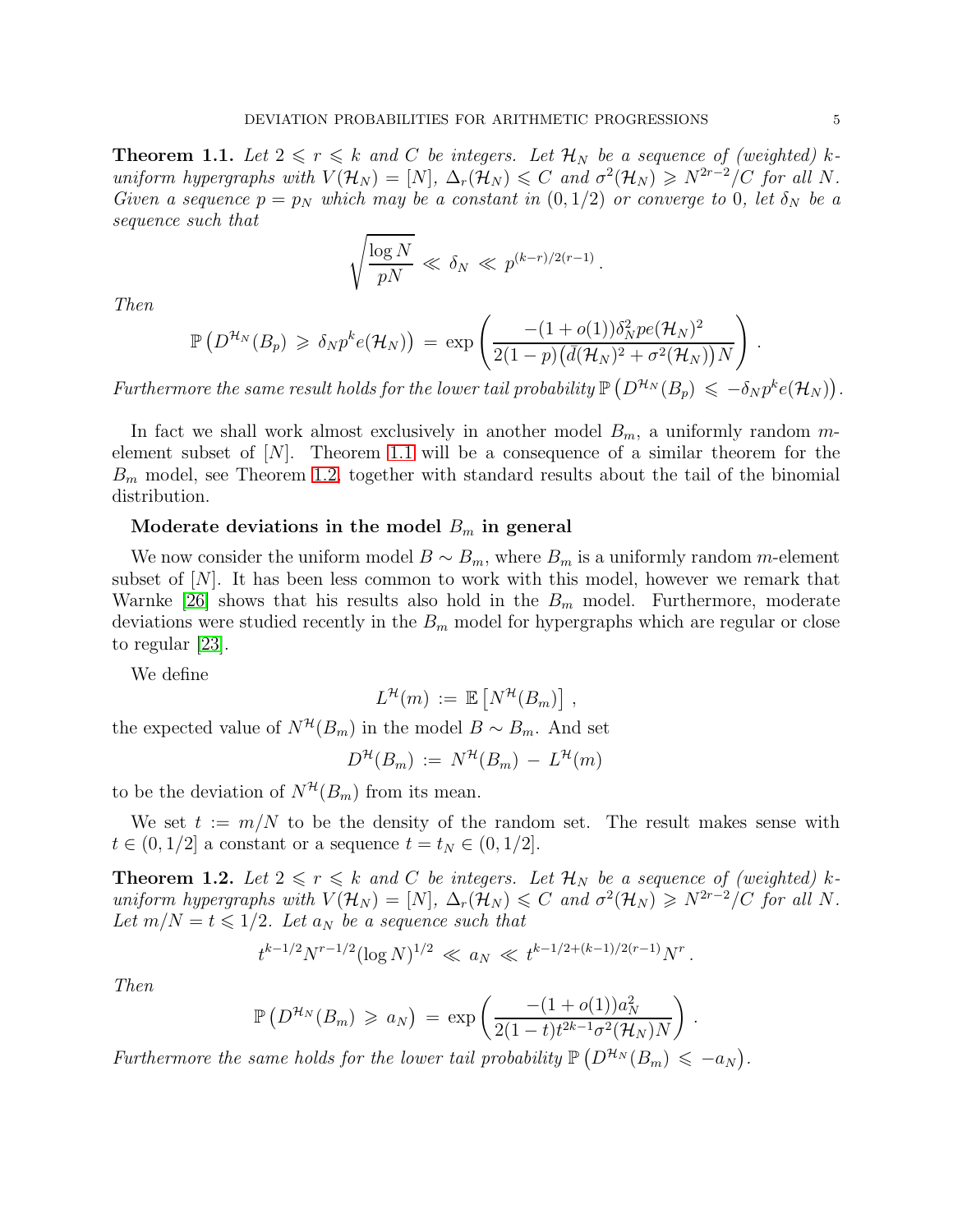**Theorem 1.1.** *Let $2 \leqslant r \leqslant k$ and $C$ be integers. Let $\mathcal{H}_N$ be a sequence of (weighted) $k$-uniform hypergraphs with $V(\mathcal{H}_N) = [N]$, $\Delta_r(\mathcal{H}_N) \leqslant C$ and $\sigma^2(\mathcal{H}_N) \geqslant N^{2r-2}/C$ for all $N$. Given a sequence $p = p_N$ which may be a constant in $(0, 1/2)$ or converge to $0$, let $\delta_N$ be a sequence such that*

$$\sqrt{\frac{\log N}{pN}} \ll \delta_N \ll p^{(k-r)/2(r-1)}.$$

*Then*

$$\mathbb{P}\left(D^{\mathcal{H}_N}(B_p) \geqslant \delta_N p^k e(\mathcal{H}_N)\right) = \exp\left(\frac{-(1+o(1))\delta_N^2 p e(\mathcal{H}_N)^2}{2(1-p)\big(\bar{d}(\mathcal{H}_N)^2 + \sigma^2(\mathcal{H}_N)\big)N}\right).$$

*Furthermore the same result holds for the lower tail probability $\mathbb{P}\left(D^{\mathcal{H}_N}(B_p) \leqslant -\delta_N p^k e(\mathcal{H}_N)\right)$.*

In fact we shall work almost exclusively in another model $B_m$, a uniformly random $m$-element subset of $[N]$. Theorem 1.1 will be a consequence of a similar theorem for the $B_m$ model, see Theorem 1.2, together with standard results about the tail of the binomial distribution.

**Moderate deviations in the model $B_m$ in general**

We now consider the uniform model $B \sim B_m$, where $B_m$ is a uniformly random $m$-element subset of $[N]$. It has been less common to work with this model, however we remark that Warnke [26] shows that his results also hold in the $B_m$ model. Furthermore, moderate deviations were studied recently in the $B_m$ model for hypergraphs which are regular or close to regular [23].

We define

$$L^{\mathcal{H}}(m) := \mathbb{E}\left[N^{\mathcal{H}}(B_m)\right],$$

the expected value of $N^{\mathcal{H}}(B_m)$ in the model $B \sim B_m$. And set

$$D^{\mathcal{H}}(B_m) := N^{\mathcal{H}}(B_m) - L^{\mathcal{H}}(m)$$

to be the deviation of $N^{\mathcal{H}}(B_m)$ from its mean.

We set $t := m/N$ to be the density of the random set. The result makes sense with $t \in (0, 1/2]$ a constant or a sequence $t = t_N \in (0, 1/2]$.

**Theorem 1.2.** *Let $2 \leqslant r \leqslant k$ and $C$ be integers. Let $\mathcal{H}_N$ be a sequence of (weighted) $k$-uniform hypergraphs with $V(\mathcal{H}_N) = [N]$, $\Delta_r(\mathcal{H}_N) \leqslant C$ and $\sigma^2(\mathcal{H}_N) \geqslant N^{2r-2}/C$ for all $N$. Let $m/N = t \leqslant 1/2$. Let $a_N$ be a sequence such that*

$$t^{k-1/2} N^{r-1/2} (\log N)^{1/2} \ll a_N \ll t^{k-1/2+(k-1)/2(r-1)} N^r.$$

*Then*

$$\mathbb{P}\left(D^{\mathcal{H}_N}(B_m) \geqslant a_N\right) = \exp\left(\frac{-(1+o(1))a_N^2}{2(1-t)t^{2k-1}\sigma^2(\mathcal{H}_N)N}\right).$$

*Furthermore the same holds for the lower tail probability $\mathbb{P}\left(D^{\mathcal{H}_N}(B_m) \leqslant -a_N\right)$.*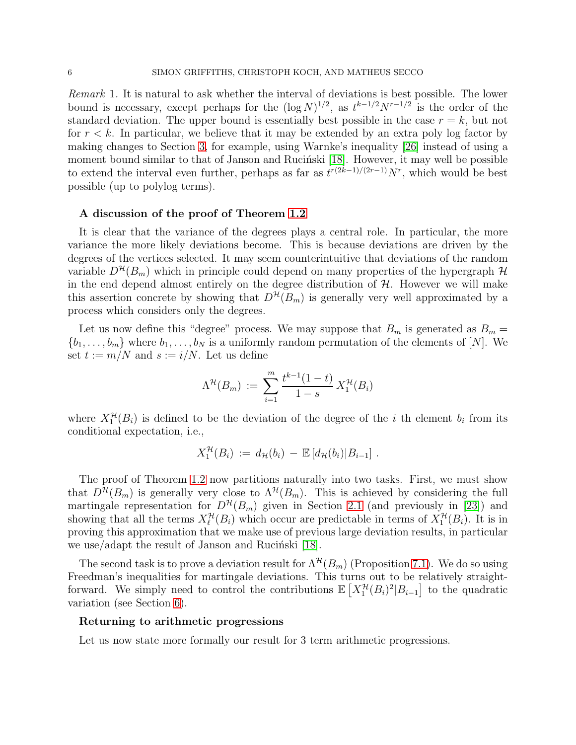*Remark* 1. It is natural to ask whether the interval of deviations is best possible. The lower bound is necessary, except perhaps for the $(\log N)^{1/2}$, as $t^{k-1/2}N^{r-1/2}$ is the order of the standard deviation. The upper bound is essentially best possible in the case $r = k$, but not for $r < k$. In particular, we believe that it may be extended by an extra poly log factor by making changes to Section 3, for example, using Warnke's inequality [26] instead of using a moment bound similar to that of Janson and Ruciński [18]. However, it may well be possible to extend the interval even further, perhaps as far as $t^{r(2k-1)/(2r-1)}N^r$, which would be best possible (up to polylog terms).

**A discussion of the proof of Theorem 1.2**

It is clear that the variance of the degrees plays a central role. In particular, the more variance the more likely deviations become. This is because deviations are driven by the degrees of the vertices selected. It may seem counterintuitive that deviations of the random variable $D^{\mathcal{H}}(B_m)$ which in principle could depend on many properties of the hypergraph $\mathcal{H}$ in the end depend almost entirely on the degree distribution of $\mathcal{H}$. However we will make this assertion concrete by showing that $D^{\mathcal{H}}(B_m)$ is generally very well approximated by a process which considers only the degrees.

Let us now define this "degree" process. We may suppose that $B_m$ is generated as $B_m = \{b_1, \ldots, b_m\}$ where $b_1, \ldots, b_N$ is a uniformly random permutation of the elements of $[N]$. We set $t := m/N$ and $s := i/N$. Let us define

$$\Lambda^{\mathcal{H}}(B_m) := \sum_{i=1}^{m} \frac{t^{k-1}(1-t)}{1-s} X_1^{\mathcal{H}}(B_i)$$

where $X_1^{\mathcal{H}}(B_i)$ is defined to be the deviation of the degree of the $i$ th element $b_i$ from its conditional expectation, i.e.,

$$X_1^{\mathcal{H}}(B_i) := d_{\mathcal{H}}(b_i) - \mathbb{E}\left[d_{\mathcal{H}}(b_i) | B_{i-1}\right].$$

The proof of Theorem 1.2 now partitions naturally into two tasks. First, we must show that $D^{\mathcal{H}}(B_m)$ is generally very close to $\Lambda^{\mathcal{H}}(B_m)$. This is achieved by considering the full martingale representation for $D^{\mathcal{H}}(B_m)$ given in Section 2.1 (and previously in [23]) and showing that all the terms $X_\ell^{\mathcal{H}}(B_i)$ which occur are predictable in terms of $X_1^{\mathcal{H}}(B_i)$. It is in proving this approximation that we make use of previous large deviation results, in particular we use/adapt the result of Janson and Ruciński [18].

The second task is to prove a deviation result for $\Lambda^{\mathcal{H}}(B_m)$ (Proposition 7.1). We do so using Freedman's inequalities for martingale deviations. This turns out to be relatively straightforward. We simply need to control the contributions $\mathbb{E}\left[X_1^{\mathcal{H}}(B_i)^2 | B_{i-1}\right]$ to the quadratic variation (see Section 6).

**Returning to arithmetic progressions**

Let us now state more formally our result for 3 term arithmetic progressions.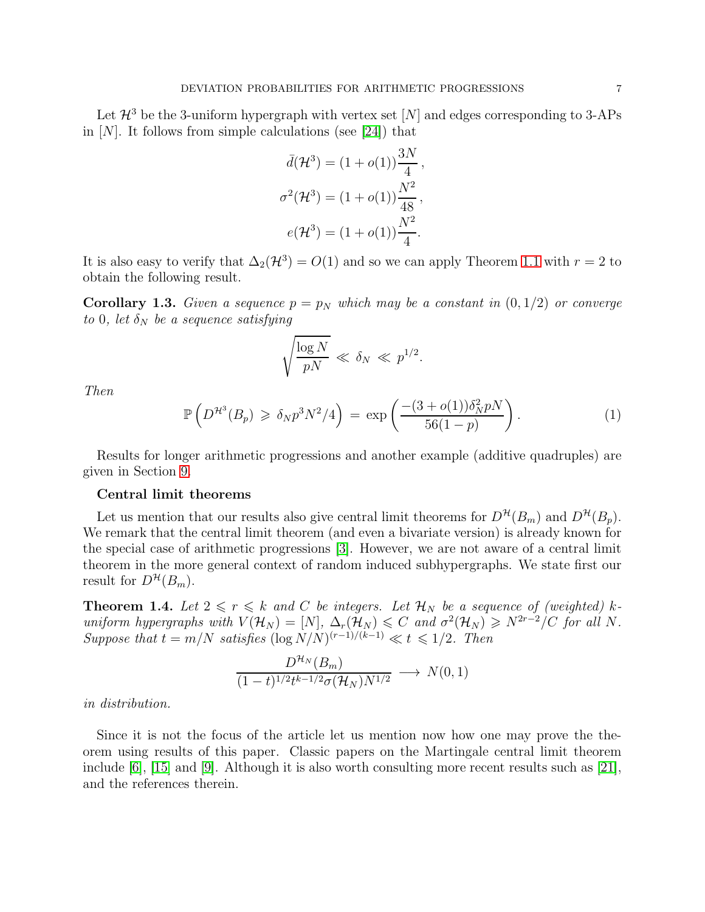Let $\mathcal{H}^3$ be the 3-uniform hypergraph with vertex set $[N]$ and edges corresponding to 3-APs in $[N]$. It follows from simple calculations (see [24]) that

$$\bar{d}(\mathcal{H}^3) = (1 + o(1))\frac{3N}{4}\,,$$
$$\sigma^2(\mathcal{H}^3) = (1 + o(1))\frac{N^2}{48}\,,$$
$$e(\mathcal{H}^3) = (1 + o(1))\frac{N^2}{4}.$$

It is also easy to verify that $\Delta_2(\mathcal{H}^3) = O(1)$ and so we can apply Theorem 1.1 with $r = 2$ to obtain the following result.

**Corollary 1.3.** *Given a sequence $p = p_N$ which may be a constant in $(0, 1/2)$ or converge to 0, let $\delta_N$ be a sequence satisfying*

$$\sqrt{\frac{\log N}{pN}} \,\ll\, \delta_N \,\ll\, p^{1/2}.$$

*Then*

$$\mathbb{P}\left(D^{\mathcal{H}^3}(B_p) \,\geqslant\, \delta_N p^3 N^2/4\right) \,=\, \exp\left(\frac{-(3 + o(1))\delta_N^2 pN}{56(1-p)}\right). \tag{1}$$

Results for longer arithmetic progressions and another example (additive quadruples) are given in Section 9.

**Central limit theorems**

Let us mention that our results also give central limit theorems for $D^{\mathcal{H}}(B_m)$ and $D^{\mathcal{H}}(B_p)$. We remark that the central limit theorem (and even a bivariate version) is already known for the special case of arithmetic progressions [3]. However, we are not aware of a central limit theorem in the more general context of random induced subhypergraphs. We state first our result for $D^{\mathcal{H}}(B_m)$.

**Theorem 1.4.** *Let $2 \leqslant r \leqslant k$ and $C$ be integers. Let $\mathcal{H}_N$ be a sequence of (weighted) $k$-uniform hypergraphs with $V(\mathcal{H}_N) = [N]$, $\Delta_r(\mathcal{H}_N) \leqslant C$ and $\sigma^2(\mathcal{H}_N) \geqslant N^{2r-2}/C$ for all $N$. Suppose that $t = m/N$ satisfies $(\log N/N)^{(r-1)/(k-1)} \ll t \leqslant 1/2$. Then*

$$\frac{D^{\mathcal{H}_N}(B_m)}{(1-t)^{1/2}t^{k-1/2}\sigma(\mathcal{H}_N)N^{1/2}} \,\longrightarrow\, N(0, 1)$$

*in distribution.*

Since it is not the focus of the article let us mention now how one may prove the theorem using results of this paper. Classic papers on the Martingale central limit theorem include [6], [15] and [9]. Although it is also worth consulting more recent results such as [21], and the references therein.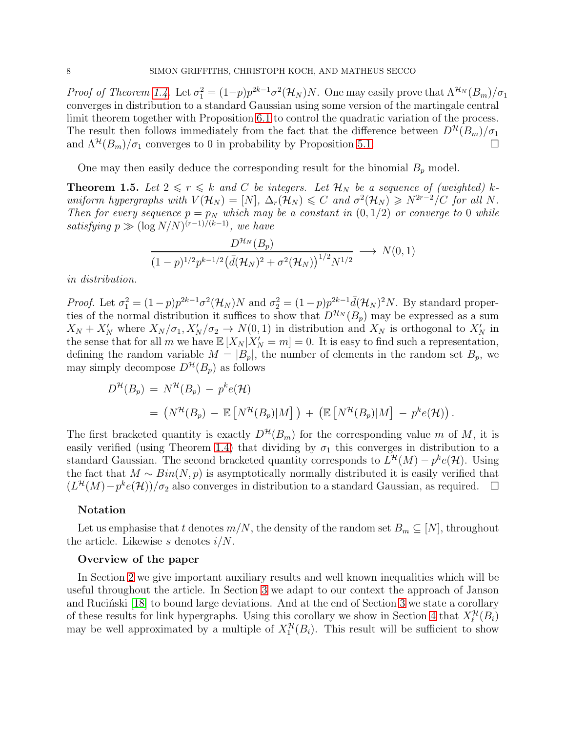*Proof of Theorem 1.4.* Let $\sigma_1^2 = (1-p)p^{2k-1}\sigma^2(\mathcal{H}_N)N$. One may easily prove that $\Lambda^{\mathcal{H}_N}(B_m)/\sigma_1$ converges in distribution to a standard Gaussian using some version of the martingale central limit theorem together with Proposition 6.1 to control the quadratic variation of the process. The result then follows immediately from the fact that the difference between $D^{\mathcal{H}}(B_m)/\sigma_1$ and $\Lambda^{\mathcal{H}}(B_m)/\sigma_1$ converges to 0 in probability by Proposition 5.1. □

One may then easily deduce the corresponding result for the binomial $B_p$ model.

**Theorem 1.5.** *Let $2 \leqslant r \leqslant k$ and $C$ be integers. Let $\mathcal{H}_N$ be a sequence of (weighted) $k$-uniform hypergraphs with $V(\mathcal{H}_N) = [N]$, $\Delta_r(\mathcal{H}_N) \leqslant C$ and $\sigma^2(\mathcal{H}_N) \geqslant N^{2r-2}/C$ for all $N$. Then for every sequence $p = p_N$ which may be a constant in $(0, 1/2)$ or converge to 0 while satisfying $p \gg (\log N/N)^{(r-1)/(k-1)}$, we have*

$$\frac{D^{\mathcal{H}_N}(B_p)}{(1-p)^{1/2}p^{k-1/2}\big(\bar{d}(\mathcal{H}_N)^2 + \sigma^2(\mathcal{H}_N)\big)^{1/2}N^{1/2}} \longrightarrow N(0,1)$$

*in distribution.*

*Proof.* Let $\sigma_1^2 = (1-p)p^{2k-1}\sigma^2(\mathcal{H}_N)N$ and $\sigma_2^2 = (1-p)p^{2k-1}\bar{d}(\mathcal{H}_N)^2N$. By standard properties of the normal distribution it suffices to show that $D^{\mathcal{H}_N}(B_p)$ may be expressed as a sum $X_N + X_N'$ where $X_N/\sigma_1, X_N'/\sigma_2 \to N(0,1)$ in distribution and $X_N$ is orthogonal to $X_N'$ in the sense that for all $m$ we have $\mathbb{E}\left[X_N | X_N' = m\right] = 0$. It is easy to find such a representation, defining the random variable $M = |B_p|$, the number of elements in the random set $B_p$, we may simply decompose $D^{\mathcal{H}}(B_p)$ as follows

$$\begin{aligned} D^{\mathcal{H}}(B_p) &= N^{\mathcal{H}}(B_p) - p^k e(\mathcal{H}) \\ &= \big(N^{\mathcal{H}}(B_p) - \mathbb{E}\left[N^{\mathcal{H}}(B_p)|M\right]\big) + \big(\mathbb{E}\left[N^{\mathcal{H}}(B_p)|M\right] - p^k e(\mathcal{H})\big). \end{aligned}$$

The first bracketed quantity is exactly $D^{\mathcal{H}}(B_m)$ for the corresponding value $m$ of $M$, it is easily verified (using Theorem 1.4) that dividing by $\sigma_1$ this converges in distribution to a standard Gaussian. The second bracketed quantity corresponds to $L^{\mathcal{H}}(M) - p^k e(\mathcal{H})$. Using the fact that $M \sim Bin(N, p)$ is asymptotically normally distributed it is easily verified that $(L^{\mathcal{H}}(M) - p^k e(\mathcal{H}))/\sigma_2$ also converges in distribution to a standard Gaussian, as required. □

### Notation

Let us emphasise that $t$ denotes $m/N$, the density of the random set $B_m \subseteq [N]$, throughout the article. Likewise $s$ denotes $i/N$.

### Overview of the paper

In Section 2 we give important auxiliary results and well known inequalities which will be useful throughout the article. In Section 3 we adapt to our context the approach of Janson and Ruciński [18] to bound large deviations. And at the end of Section 3 we state a corollary of these results for link hypergraphs. Using this corollary we show in Section 4 that $X_\ell^{\mathcal{H}}(B_i)$ may be well approximated by a multiple of $X_1^{\mathcal{H}}(B_i)$. This result will be sufficient to show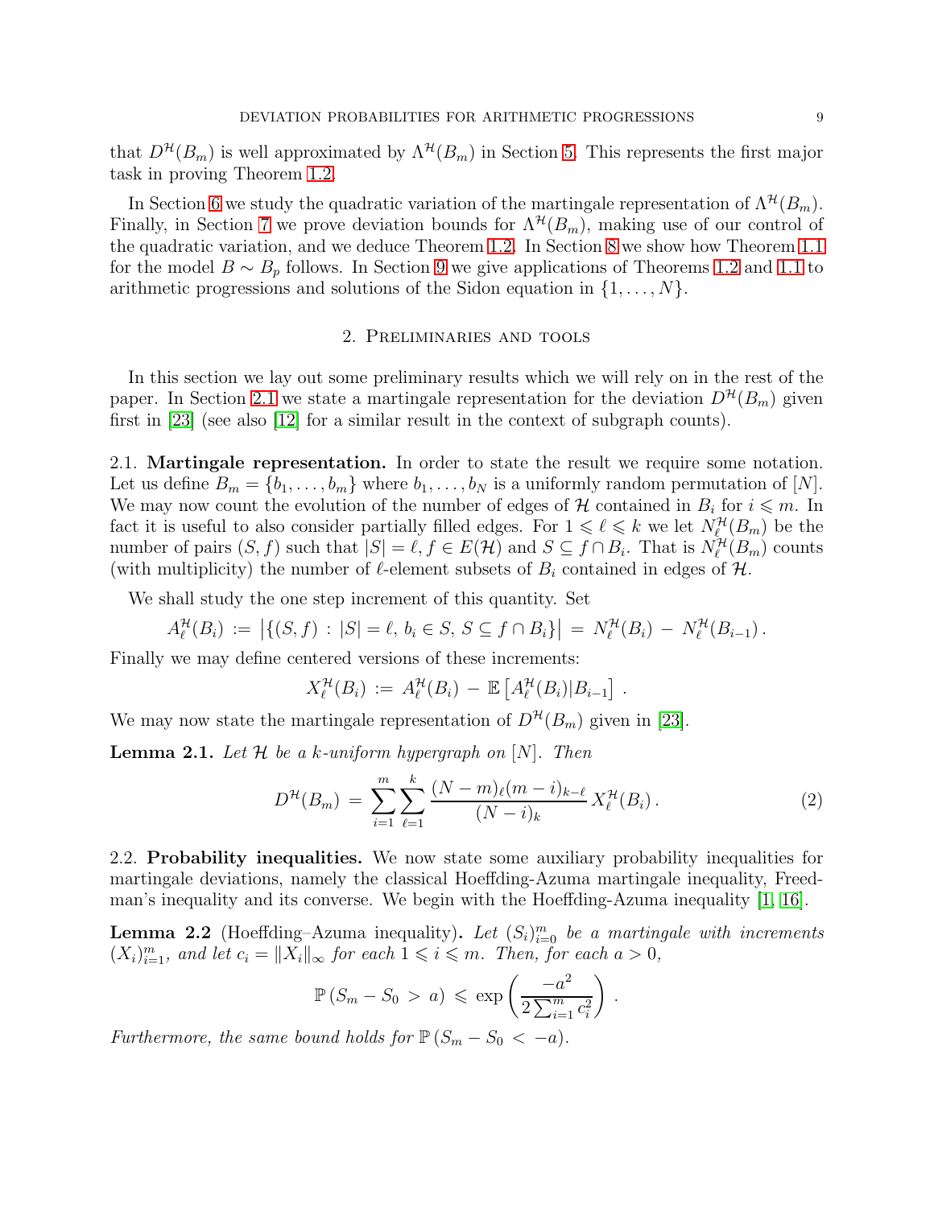that $D^{\mathcal{H}}(B_m)$ is well approximated by $\Lambda^{\mathcal{H}}(B_m)$ in Section 5. This represents the first major task in proving Theorem 1.2.

In Section 6 we study the quadratic variation of the martingale representation of $\Lambda^{\mathcal{H}}(B_m)$. Finally, in Section 7 we prove deviation bounds for $\Lambda^{\mathcal{H}}(B_m)$, making use of our control of the quadratic variation, and we deduce Theorem 1.2. In Section 8 we show how Theorem 1.1 for the model $B \sim B_p$ follows. In Section 9 we give applications of Theorems 1.2 and 1.1 to arithmetic progressions and solutions of the Sidon equation in $\{1, \ldots, N\}$.

## 2. Preliminaries and tools

In this section we lay out some preliminary results which we will rely on in the rest of the paper. In Section 2.1 we state a martingale representation for the deviation $D^{\mathcal{H}}(B_m)$ given first in [23] (see also [12] for a similar result in the context of subgraph counts).

2.1. **Martingale representation.** In order to state the result we require some notation. Let us define $B_m = \{b_1, \ldots, b_m\}$ where $b_1, \ldots, b_N$ is a uniformly random permutation of $[N]$. We may now count the evolution of the number of edges of $\mathcal{H}$ contained in $B_i$ for $i \leqslant m$. In fact it is useful to also consider partially filled edges. For $1 \leqslant \ell \leqslant k$ we let $N_\ell^{\mathcal{H}}(B_m)$ be the number of pairs $(S, f)$ such that $|S| = \ell$, $f \in E(\mathcal{H})$ and $S \subseteq f \cap B_i$. That is $N_\ell^{\mathcal{H}}(B_m)$ counts (with multiplicity) the number of $\ell$-element subsets of $B_i$ contained in edges of $\mathcal{H}$.

We shall study the one step increment of this quantity. Set

$$A_\ell^{\mathcal{H}}(B_i) := \big|\{(S, f) : |S| = \ell,\, b_i \in S,\, S \subseteq f \cap B_i\}\big| = N_\ell^{\mathcal{H}}(B_i) - N_\ell^{\mathcal{H}}(B_{i-1}).$$

Finally we may define centered versions of these increments:

$$X_\ell^{\mathcal{H}}(B_i) := A_\ell^{\mathcal{H}}(B_i) - \mathbb{E}\left[A_\ell^{\mathcal{H}}(B_i) | B_{i-1}\right].$$

We may now state the martingale representation of $D^{\mathcal{H}}(B_m)$ given in [23].

**Lemma 2.1.** *Let $\mathcal{H}$ be a $k$-uniform hypergraph on $[N]$. Then*

$$D^{\mathcal{H}}(B_m) = \sum_{i=1}^{m} \sum_{\ell=1}^{k} \frac{(N-m)_\ell (m-i)_{k-\ell}}{(N-i)_k} X_\ell^{\mathcal{H}}(B_i). \tag{2}$$

2.2. **Probability inequalities.** We now state some auxiliary probability inequalities for martingale deviations, namely the classical Hoeffding-Azuma martingale inequality, Freedman's inequality and its converse. We begin with the Hoeffding-Azuma inequality [1, 16].

**Lemma 2.2** (Hoeffding–Azuma inequality)**.** *Let $(S_i)_{i=0}^m$ be a martingale with increments $(X_i)_{i=1}^m$, and let $c_i = \|X_i\|_\infty$ for each $1 \leqslant i \leqslant m$. Then, for each $a > 0$,*

$$\mathbb{P}\left(S_m - S_0 > a\right) \leqslant \exp\left(\frac{-a^2}{2\sum_{i=1}^m c_i^2}\right).$$

*Furthermore, the same bound holds for $\mathbb{P}\left(S_m - S_0 < -a\right)$.*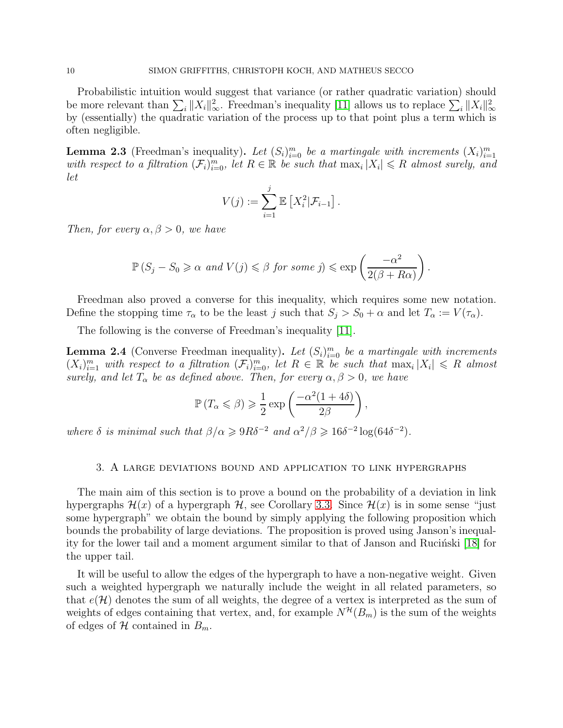Probabilistic intuition would suggest that variance (or rather quadratic variation) should be more relevant than $\sum_i \|X_i\|_\infty^2$. Freedman's inequality [11] allows us to replace $\sum_i \|X_i\|_\infty^2$ by (essentially) the quadratic variation of the process up to that point plus a term which is often negligible.

**Lemma 2.3** (Freedman's inequality)**.** *Let $(S_i)_{i=0}^m$ be a martingale with increments $(X_i)_{i=1}^m$ with respect to a filtration $(\mathcal{F}_i)_{i=0}^m$, let $R \in \mathbb{R}$ be such that $\max_i |X_i| \leqslant R$ almost surely, and let*

$$V(j) := \sum_{i=1}^{j} \mathbb{E}\left[X_i^2 | \mathcal{F}_{i-1}\right].$$

*Then, for every $\alpha, \beta > 0$, we have*

$$\mathbb{P}\left(S_j - S_0 \geqslant \alpha \text{ and } V(j) \leqslant \beta \text{ for some } j\right) \leqslant \exp\left(\frac{-\alpha^2}{2(\beta + R\alpha)}\right).$$

Freedman also proved a converse for this inequality, which requires some new notation. Define the stopping time $\tau_\alpha$ to be the least $j$ such that $S_j > S_0 + \alpha$ and let $T_\alpha := V(\tau_\alpha)$.

The following is the converse of Freedman's inequality [11].

**Lemma 2.4** (Converse Freedman inequality)**.** *Let $(S_i)_{i=0}^m$ be a martingale with increments $(X_i)_{i=1}^m$ with respect to a filtration $(\mathcal{F}_i)_{i=0}^m$, let $R \in \mathbb{R}$ be such that $\max_i |X_i| \leqslant R$ almost surely, and let $T_\alpha$ be as defined above. Then, for every $\alpha, \beta > 0$, we have*

$$\mathbb{P}\left(T_\alpha \leqslant \beta\right) \geqslant \frac{1}{2}\exp\left(\frac{-\alpha^2(1+4\delta)}{2\beta}\right),$$

*where $\delta$ is minimal such that $\beta/\alpha \geqslant 9R\delta^{-2}$ and $\alpha^2/\beta \geqslant 16\delta^{-2}\log(64\delta^{-2})$.*

## 3. A large deviations bound and application to link hypergraphs

The main aim of this section is to prove a bound on the probability of a deviation in link hypergraphs $\mathcal{H}(x)$ of a hypergraph $\mathcal{H}$, see Corollary 3.3. Since $\mathcal{H}(x)$ is in some sense "just some hypergraph" we obtain the bound by simply applying the following proposition which bounds the probability of large deviations. The proposition is proved using Janson's inequality for the lower tail and a moment argument similar to that of Janson and Ruciński [18] for the upper tail.

It will be useful to allow the edges of the hypergraph to have a non-negative weight. Given such a weighted hypergraph we naturally include the weight in all related parameters, so that $e(\mathcal{H})$ denotes the sum of all weights, the degree of a vertex is interpreted as the sum of weights of edges containing that vertex, and, for example $N^{\mathcal{H}}(B_m)$ is the sum of the weights of edges of $\mathcal{H}$ contained in $B_m$.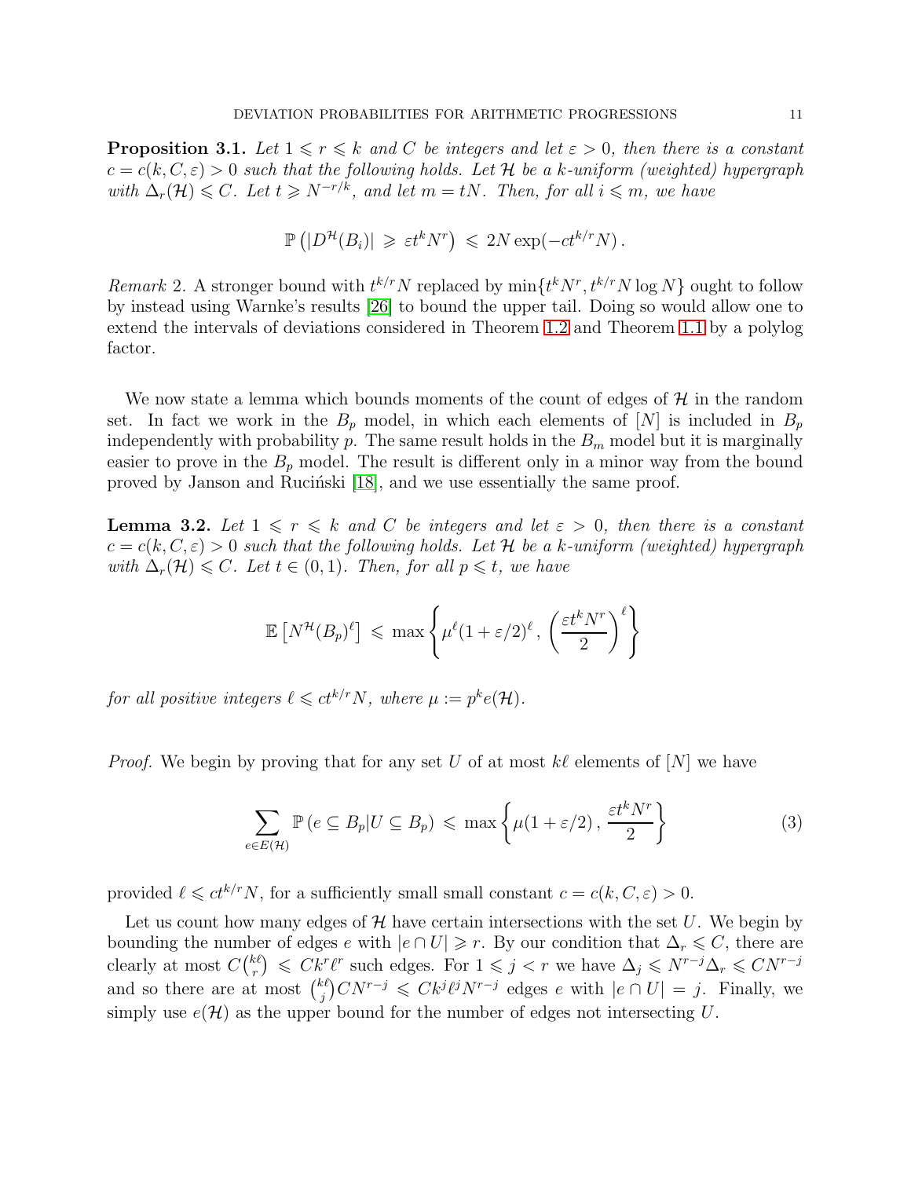**Proposition 3.1.** *Let $1 \leqslant r \leqslant k$ and $C$ be integers and let $\varepsilon > 0$, then there is a constant $c = c(k, C, \varepsilon) > 0$ such that the following holds. Let $\mathcal{H}$ be a $k$-uniform (weighted) hypergraph with $\Delta_r(\mathcal{H}) \leqslant C$. Let $t \geqslant N^{-r/k}$, and let $m = tN$. Then, for all $i \leqslant m$, we have*

$$\mathbb{P}\left(|D^{\mathcal{H}}(B_i)| \,\geqslant\, \varepsilon t^k N^r\right) \,\leqslant\, 2N \exp(-ct^{k/r}N)\,.$$

*Remark* 2. A stronger bound with $t^{k/r}N$ replaced by $\min\{t^k N^r, t^{k/r} N \log N\}$ ought to follow by instead using Warnke's results [26] to bound the upper tail. Doing so would allow one to extend the intervals of deviations considered in Theorem 1.2 and Theorem 1.1 by a polylog factor.

We now state a lemma which bounds moments of the count of edges of $\mathcal{H}$ in the random set. In fact we work in the $B_p$ model, in which each elements of $[N]$ is included in $B_p$ independently with probability $p$. The same result holds in the $B_m$ model but it is marginally easier to prove in the $B_p$ model. The result is different only in a minor way from the bound proved by Janson and Ruciński [18], and we use essentially the same proof.

**Lemma 3.2.** *Let $1 \leqslant r \leqslant k$ and $C$ be integers and let $\varepsilon > 0$, then there is a constant $c = c(k, C, \varepsilon) > 0$ such that the following holds. Let $\mathcal{H}$ be a $k$-uniform (weighted) hypergraph with $\Delta_r(\mathcal{H}) \leqslant C$. Let $t \in (0, 1)$. Then, for all $p \leqslant t$, we have*

$$\mathbb{E}\left[N^{\mathcal{H}}(B_p)^\ell\right] \,\leqslant\, \max\left\{\mu^\ell(1+\varepsilon/2)^\ell\,,\, \left(\frac{\varepsilon t^k N^r}{2}\right)^\ell\right\}$$

*for all positive integers $\ell \leqslant ct^{k/r}N$, where $\mu := p^k e(\mathcal{H})$.*

*Proof.* We begin by proving that for any set $U$ of at most $k\ell$ elements of $[N]$ we have

$$\sum_{e \in E(\mathcal{H})} \mathbb{P}\left(e \subseteq B_p | U \subseteq B_p\right) \,\leqslant\, \max\left\{\mu(1+\varepsilon/2)\,,\, \frac{\varepsilon t^k N^r}{2}\right\} \tag{3}$$

provided $\ell \leqslant ct^{k/r}N$, for a sufficiently small small constant $c = c(k, C, \varepsilon) > 0$.

Let us count how many edges of $\mathcal{H}$ have certain intersections with the set $U$. We begin by bounding the number of edges $e$ with $|e \cap U| \geqslant r$. By our condition that $\Delta_r \leqslant C$, there are clearly at most $C\binom{k\ell}{r} \leqslant Ck^r\ell^r$ such edges. For $1 \leqslant j < r$ we have $\Delta_j \leqslant N^{r-j}\Delta_r \leqslant CN^{r-j}$ and so there are at most $\binom{k\ell}{j}CN^{r-j} \leqslant Ck^j\ell^j N^{r-j}$ edges $e$ with $|e \cap U| = j$. Finally, we simply use $e(\mathcal{H})$ as the upper bound for the number of edges not intersecting $U$.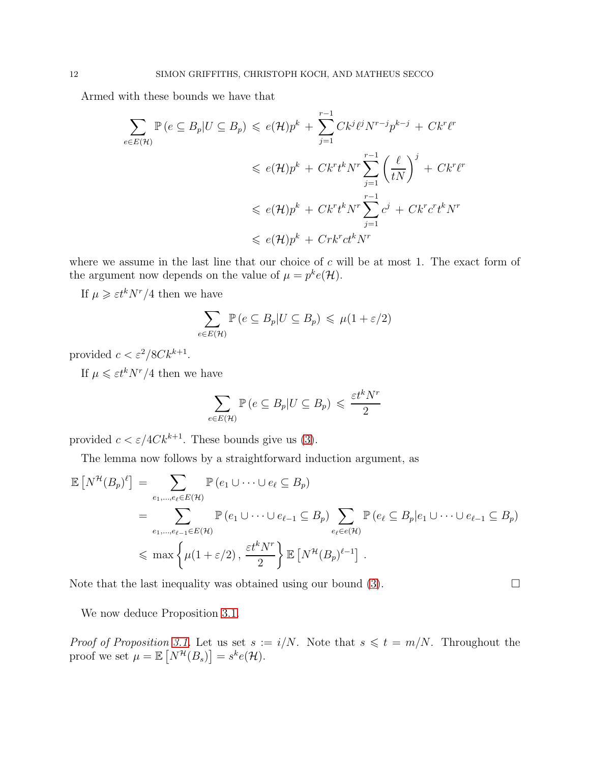Armed with these bounds we have that

$$
\begin{aligned}
\sum_{e\in E(\mathcal{H})} \mathbb{P}\left(e\subseteq B_p | U\subseteq B_p\right) \;&\leqslant\; e(\mathcal{H})p^k \,+\, \sum_{j=1}^{r-1} Ck^j\ell^j N^{r-j}p^{k-j} \,+\, Ck^r\ell^r \\
&\leqslant\; e(\mathcal{H})p^k \,+\, Ck^r t^k N^r \sum_{j=1}^{r-1}\left(\frac{\ell}{tN}\right)^j \,+\, Ck^r\ell^r \\
&\leqslant\; e(\mathcal{H})p^k \,+\, Ck^r t^k N^r \sum_{j=1}^{r-1} c^j \,+\, Ck^r c^r t^k N^r \\
&\leqslant\; e(\mathcal{H})p^k \,+\, Crk^r ct^k N^r
\end{aligned}
$$

where we assume in the last line that our choice of $c$ will be at most 1. The exact form of the argument now depends on the value of $\mu = p^k e(\mathcal{H})$.

If $\mu \geqslant \varepsilon t^k N^r/4$ then we have

$$
\sum_{e\in E(\mathcal{H})} \mathbb{P}\left(e\subseteq B_p | U\subseteq B_p\right) \;\leqslant\; \mu(1+\varepsilon/2)
$$

provided $c < \varepsilon^2/8Ck^{k+1}$.

If $\mu \leqslant \varepsilon t^k N^r/4$ then we have

$$
\sum_{e\in E(\mathcal{H})} \mathbb{P}\left(e\subseteq B_p | U\subseteq B_p\right) \;\leqslant\; \frac{\varepsilon t^k N^r}{2}
$$

provided $c < \varepsilon/4Ck^{k+1}$. These bounds give us (3).

The lemma now follows by a straightforward induction argument, as

$$
\begin{aligned}
\mathbb{E}\left[N^{\mathcal{H}}(B_p)^\ell\right] \;&=\; \sum_{e_1,\dots,e_\ell\in E(\mathcal{H})} \mathbb{P}\left(e_1\cup\cdots\cup e_\ell\subseteq B_p\right) \\
&=\; \sum_{e_1,\dots,e_{\ell-1}\in E(\mathcal{H})} \mathbb{P}\left(e_1\cup\cdots\cup e_{\ell-1}\subseteq B_p\right) \sum_{e_\ell\in e(\mathcal{H})} \mathbb{P}\left(e_\ell\subseteq B_p | e_1\cup\cdots\cup e_{\ell-1}\subseteq B_p\right) \\
&\leqslant\; \max\left\{\mu(1+\varepsilon/2)\,,\, \frac{\varepsilon t^k N^r}{2}\right\} \mathbb{E}\left[N^{\mathcal{H}}(B_p)^{\ell-1}\right] \,.
\end{aligned}
$$

Note that the last inequality was obtained using our bound (3). $\square$

We now deduce Proposition 3.1.

*Proof of Proposition 3.1.* Let us set $s := i/N$. Note that $s \leqslant t = m/N$. Throughout the proof we set $\mu = \mathbb{E}\left[N^{\mathcal{H}}(B_s)\right] = s^k e(\mathcal{H})$.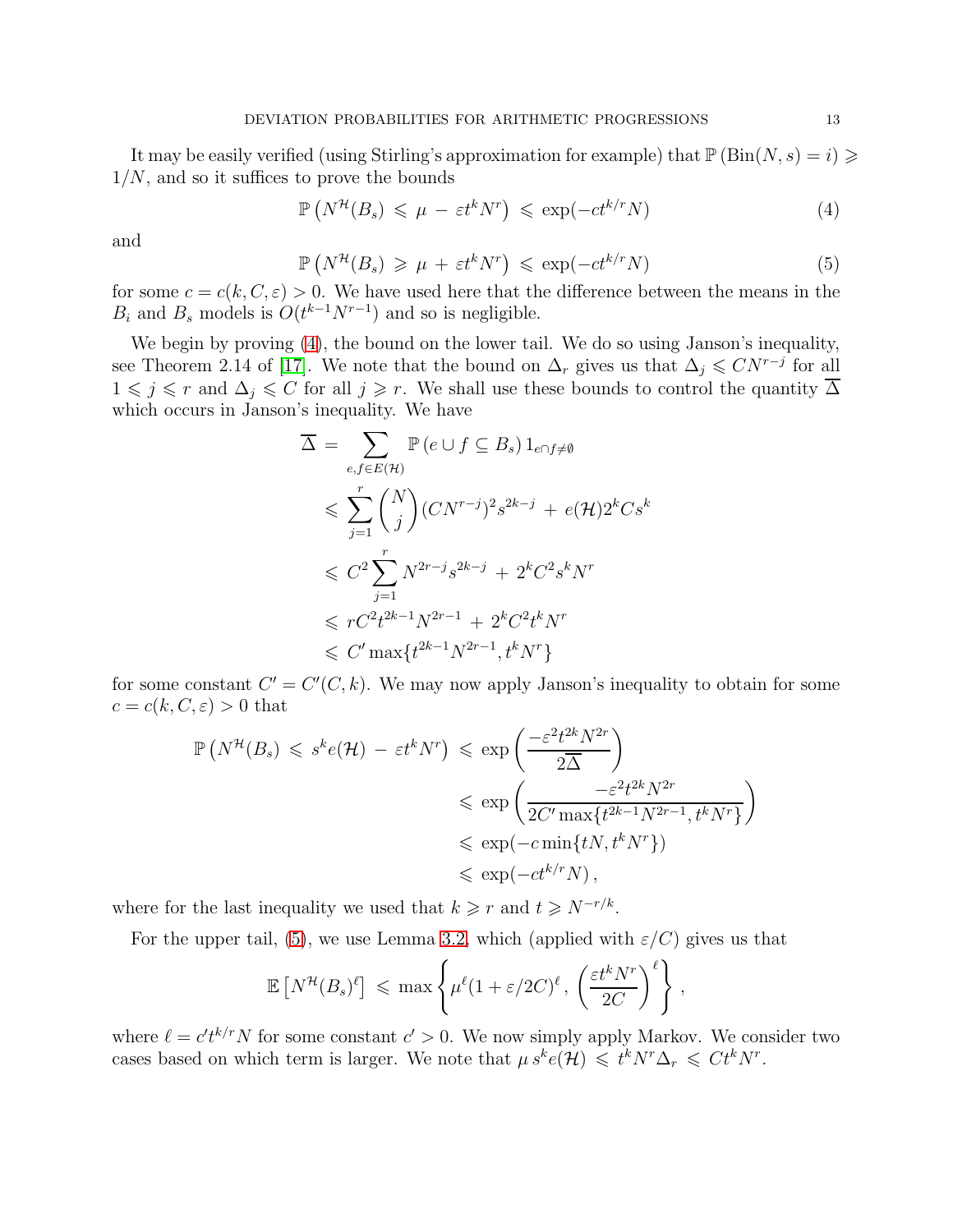It may be easily verified (using Stirling's approximation for example) that $\mathbb{P}\left(\mathrm{Bin}(N, s) = i\right) \geqslant 1/N$, and so it suffices to prove the bounds

$$\mathbb{P}\left(N^{\mathcal{H}}(B_s) \leqslant \mu - \varepsilon t^k N^r\right) \leqslant \exp(-c t^{k/r} N) \tag{4}$$

and

$$\mathbb{P}\left(N^{\mathcal{H}}(B_s) \geqslant \mu + \varepsilon t^k N^r\right) \leqslant \exp(-c t^{k/r} N) \tag{5}$$

for some $c = c(k, C, \varepsilon) > 0$. We have used here that the difference between the means in the $B_i$ and $B_s$ models is $O(t^{k-1}N^{r-1})$ and so is negligible.

We begin by proving (4), the bound on the lower tail. We do so using Janson's inequality, see Theorem 2.14 of [17]. We note that the bound on $\Delta_r$ gives us that $\Delta_j \leqslant C N^{r-j}$ for all $1 \leqslant j \leqslant r$ and $\Delta_j \leqslant C$ for all $j \geqslant r$. We shall use these bounds to control the quantity $\overline{\Delta}$ which occurs in Janson's inequality. We have

$$\begin{aligned}
\overline{\Delta} &= \sum_{e,f \in E(\mathcal{H})} \mathbb{P}\left(e \cup f \subseteq B_s\right) 1_{e \cap f \neq \emptyset} \\
&\leqslant \sum_{j=1}^{r} \binom{N}{j} (C N^{r-j})^2 s^{2k-j} + e(\mathcal{H}) 2^k C s^k \\
&\leqslant C^2 \sum_{j=1}^{r} N^{2r-j} s^{2k-j} + 2^k C^2 s^k N^r \\
&\leqslant r C^2 t^{2k-1} N^{2r-1} + 2^k C^2 t^k N^r \\
&\leqslant C' \max\{t^{2k-1} N^{2r-1}, t^k N^r\}
\end{aligned}$$

for some constant $C' = C'(C, k)$. We may now apply Janson's inequality to obtain for some $c = c(k, C, \varepsilon) > 0$ that

$$\begin{aligned}
\mathbb{P}\left(N^{\mathcal{H}}(B_s) \leqslant s^k e(\mathcal{H}) - \varepsilon t^k N^r\right) &\leqslant \exp\left(\frac{-\varepsilon^2 t^{2k} N^{2r}}{2\overline{\Delta}}\right) \\
&\leqslant \exp\left(\frac{-\varepsilon^2 t^{2k} N^{2r}}{2C' \max\{t^{2k-1} N^{2r-1}, t^k N^r\}}\right) \\
&\leqslant \exp(-c \min\{tN, t^k N^r\}) \\
&\leqslant \exp(-c t^{k/r} N),
\end{aligned}$$

where for the last inequality we used that $k \geqslant r$ and $t \geqslant N^{-r/k}$.

For the upper tail, (5), we use Lemma 3.2, which (applied with $\varepsilon/C$) gives us that

$$\mathbb{E}\left[N^{\mathcal{H}}(B_s)^\ell\right] \leqslant \max\left\{\mu^\ell (1 + \varepsilon/2C)^\ell, \left(\frac{\varepsilon t^k N^r}{2C}\right)^\ell\right\},$$

where $\ell = c' t^{k/r} N$ for some constant $c' > 0$. We now simply apply Markov. We consider two cases based on which term is larger. We note that $\mu\, s^k e(\mathcal{H}) \leqslant t^k N^r \Delta_r \leqslant C t^k N^r$.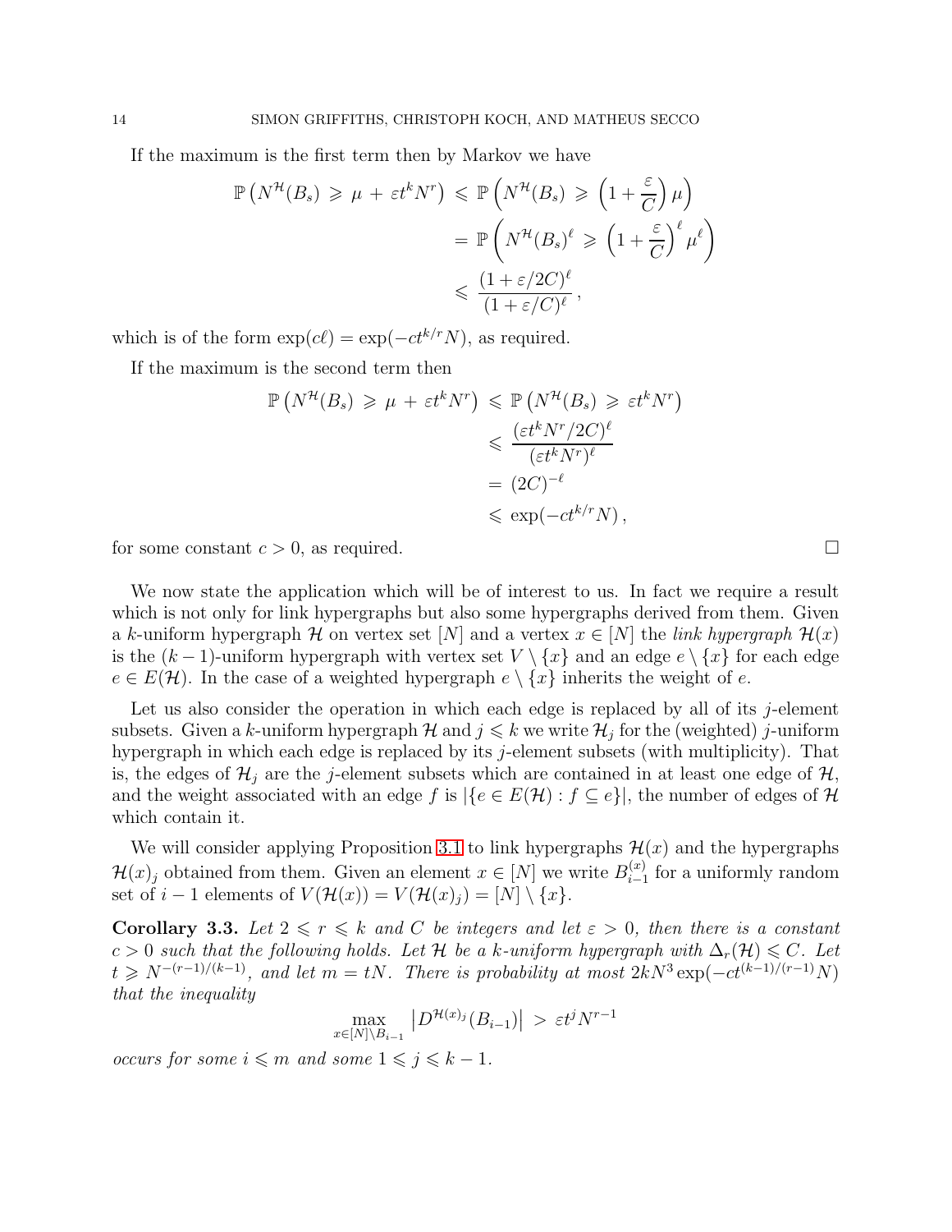If the maximum is the first term then by Markov we have

$$\begin{aligned}
\mathbb{P}\left(N^{\mathcal{H}}(B_s) \,\geqslant\, \mu \,+\, \varepsilon t^k N^r\right) \,&\leqslant\, \mathbb{P}\left(N^{\mathcal{H}}(B_s) \,\geqslant\, \left(1+\frac{\varepsilon}{C}\right)\mu\right)\\
&=\, \mathbb{P}\left(N^{\mathcal{H}}(B_s)^\ell \,\geqslant\, \left(1+\frac{\varepsilon}{C}\right)^\ell \mu^\ell\right)\\
&\leqslant\, \frac{(1+\varepsilon/2C)^\ell}{(1+\varepsilon/C)^\ell}\,,
\end{aligned}$$

which is of the form $\exp(c\ell) = \exp(-ct^{k/r}N)$, as required.

If the maximum is the second term then

$$\begin{aligned}
\mathbb{P}\left(N^{\mathcal{H}}(B_s) \,\geqslant\, \mu \,+\, \varepsilon t^k N^r\right) \,&\leqslant\, \mathbb{P}\left(N^{\mathcal{H}}(B_s) \,\geqslant\, \varepsilon t^k N^r\right)\\
&\leqslant\, \frac{(\varepsilon t^k N^r/2C)^\ell}{(\varepsilon t^k N^r)^\ell}\\
&=\, (2C)^{-\ell}\\
&\leqslant\, \exp(-ct^{k/r}N)\,,
\end{aligned}$$

for some constant $c > 0$, as required. □

We now state the application which will be of interest to us. In fact we require a result which is not only for link hypergraphs but also some hypergraphs derived from them. Given a $k$-uniform hypergraph $\mathcal{H}$ on vertex set $[N]$ and a vertex $x \in [N]$ the *link hypergraph* $\mathcal{H}(x)$ is the $(k-1)$-uniform hypergraph with vertex set $V \setminus \{x\}$ and an edge $e \setminus \{x\}$ for each edge $e \in E(\mathcal{H})$. In the case of a weighted hypergraph $e \setminus \{x\}$ inherits the weight of $e$.

Let us also consider the operation in which each edge is replaced by all of its $j$-element subsets. Given a $k$-uniform hypergraph $\mathcal{H}$ and $j \leqslant k$ we write $\mathcal{H}_j$ for the (weighted) $j$-uniform hypergraph in which each edge is replaced by its $j$-element subsets (with multiplicity). That is, the edges of $\mathcal{H}_j$ are the $j$-element subsets which are contained in at least one edge of $\mathcal{H}$, and the weight associated with an edge $f$ is $|\{e \in E(\mathcal{H}) : f \subseteq e\}|$, the number of edges of $\mathcal{H}$ which contain it.

We will consider applying Proposition 3.1 to link hypergraphs $\mathcal{H}(x)$ and the hypergraphs $\mathcal{H}(x)_j$ obtained from them. Given an element $x \in [N]$ we write $B_{i-1}^{(x)}$ for a uniformly random set of $i-1$ elements of $V(\mathcal{H}(x)) = V(\mathcal{H}(x)_j) = [N] \setminus \{x\}$.

**Corollary 3.3.** *Let $2 \leqslant r \leqslant k$ and $C$ be integers and let $\varepsilon > 0$, then there is a constant $c > 0$ such that the following holds. Let $\mathcal{H}$ be a $k$-uniform hypergraph with $\Delta_r(\mathcal{H}) \leqslant C$. Let $t \geqslant N^{-(r-1)/(k-1)}$, and let $m = tN$. There is probability at most $2kN^3 \exp(-ct^{(k-1)/(r-1)}N)$ that the inequality*

$$\max_{x \in [N] \setminus B_{i-1}} \left| D^{\mathcal{H}(x)_j}(B_{i-1}) \right| \,>\, \varepsilon t^j N^{r-1}$$

*occurs for some $i \leqslant m$ and some $1 \leqslant j \leqslant k-1$.*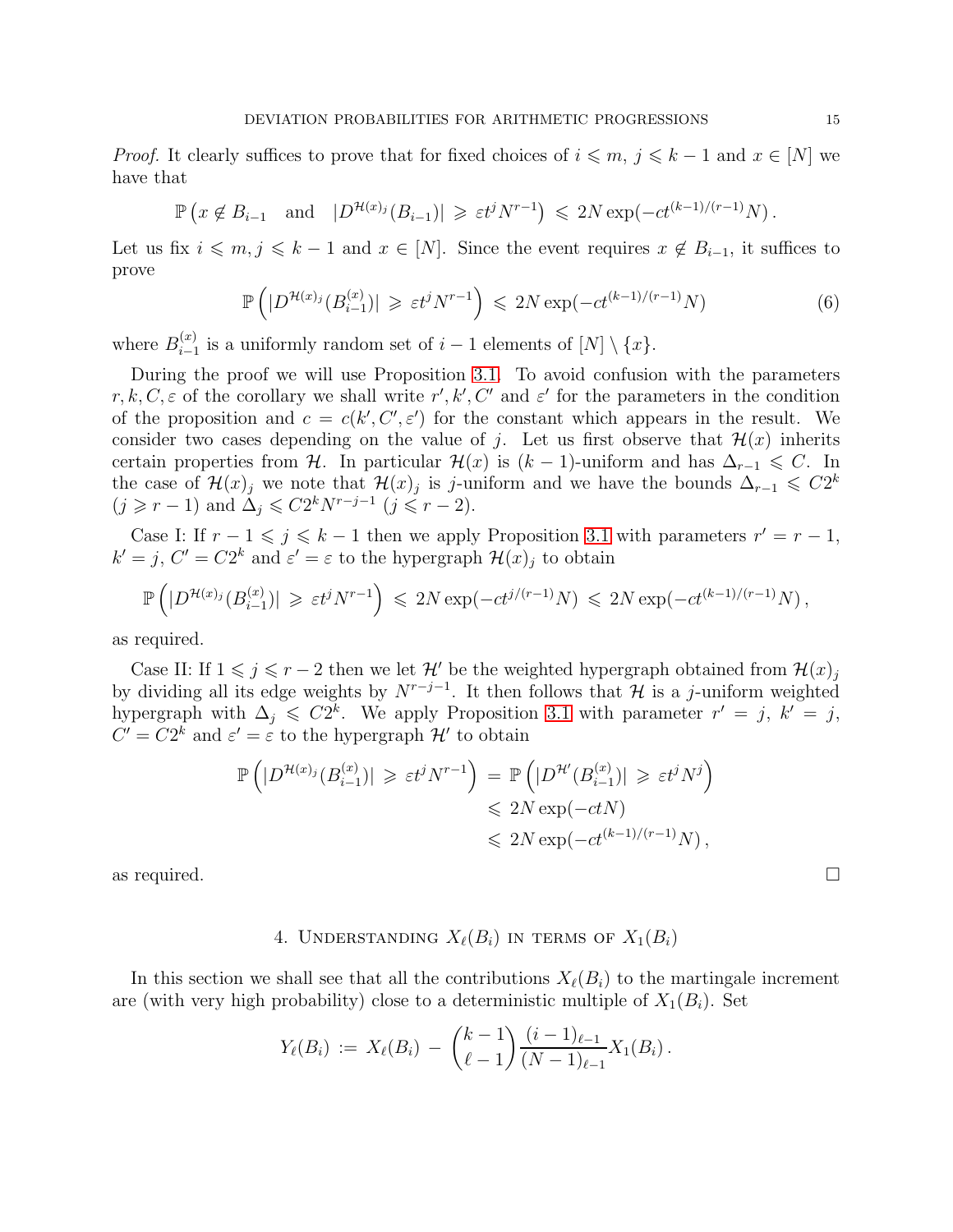*Proof.* It clearly suffices to prove that for fixed choices of $i \leqslant m$, $j \leqslant k-1$ and $x \in [N]$ we have that

$$\mathbb{P}\left(x \notin B_{i-1} \quad \text{and} \quad |D^{\mathcal{H}(x)_j}(B_{i-1})| \,\geqslant\, \varepsilon t^j N^{r-1}\right) \,\leqslant\, 2N\exp(-ct^{(k-1)/(r-1)}N)\,.$$

Let us fix $i \leqslant m, j \leqslant k-1$ and $x \in [N]$. Since the event requires $x \notin B_{i-1}$, it suffices to prove

$$\mathbb{P}\left(|D^{\mathcal{H}(x)_j}(B^{(x)}_{i-1})| \,\geqslant\, \varepsilon t^j N^{r-1}\right) \,\leqslant\, 2N\exp(-ct^{(k-1)/(r-1)}N) \tag{6}$$

where $B^{(x)}_{i-1}$ is a uniformly random set of $i-1$ elements of $[N]\setminus\{x\}$.

During the proof we will use Proposition 3.1. To avoid confusion with the parameters $r, k, C, \varepsilon$ of the corollary we shall write $r', k', C'$ and $\varepsilon'$ for the parameters in the condition of the proposition and $c = c(k', C', \varepsilon')$ for the constant which appears in the result. We consider two cases depending on the value of $j$. Let us first observe that $\mathcal{H}(x)$ inherits certain properties from $\mathcal{H}$. In particular $\mathcal{H}(x)$ is $(k-1)$-uniform and has $\Delta_{r-1} \leqslant C$. In the case of $\mathcal{H}(x)_j$ we note that $\mathcal{H}(x)_j$ is $j$-uniform and we have the bounds $\Delta_{r-1} \leqslant C2^k$ ($j \geqslant r-1$) and $\Delta_j \leqslant C2^k N^{r-j-1}$ ($j \leqslant r-2$).

Case I: If $r-1 \leqslant j \leqslant k-1$ then we apply Proposition 3.1 with parameters $r' = r-1$, $k' = j$, $C' = C2^k$ and $\varepsilon' = \varepsilon$ to the hypergraph $\mathcal{H}(x)_j$ to obtain

$$\mathbb{P}\left(|D^{\mathcal{H}(x)_j}(B^{(x)}_{i-1})| \,\geqslant\, \varepsilon t^j N^{r-1}\right) \,\leqslant\, 2N\exp(-ct^{j/(r-1)}N) \,\leqslant\, 2N\exp(-ct^{(k-1)/(r-1)}N)\,,$$

as required.

Case II: If $1 \leqslant j \leqslant r-2$ then we let $\mathcal{H}'$ be the weighted hypergraph obtained from $\mathcal{H}(x)_j$ by dividing all its edge weights by $N^{r-j-1}$. It then follows that $\mathcal{H}$ is a $j$-uniform weighted hypergraph with $\Delta_j \leqslant C2^k$. We apply Proposition 3.1 with parameter $r' = j$, $k' = j$, $C' = C2^k$ and $\varepsilon' = \varepsilon$ to the hypergraph $\mathcal{H}'$ to obtain

$$\begin{aligned}
\mathbb{P}\left(|D^{\mathcal{H}(x)_j}(B^{(x)}_{i-1})| \,\geqslant\, \varepsilon t^j N^{r-1}\right) \,&=\, \mathbb{P}\left(|D^{\mathcal{H}'}(B^{(x)}_{i-1})| \,\geqslant\, \varepsilon t^j N^{j}\right)\\
&\leqslant\, 2N\exp(-ctN)\\
&\leqslant\, 2N\exp(-ct^{(k-1)/(r-1)}N)\,,
\end{aligned}$$

as required. $\square$

## 4. Understanding $X_\ell(B_i)$ in terms of $X_1(B_i)$

In this section we shall see that all the contributions $X_\ell(B_i)$ to the martingale increment are (with very high probability) close to a deterministic multiple of $X_1(B_i)$. Set

$$Y_\ell(B_i) \,:=\, X_\ell(B_i) \,-\, \binom{k-1}{\ell-1}\frac{(i-1)_{\ell-1}}{(N-1)_{\ell-1}}X_1(B_i)\,.$$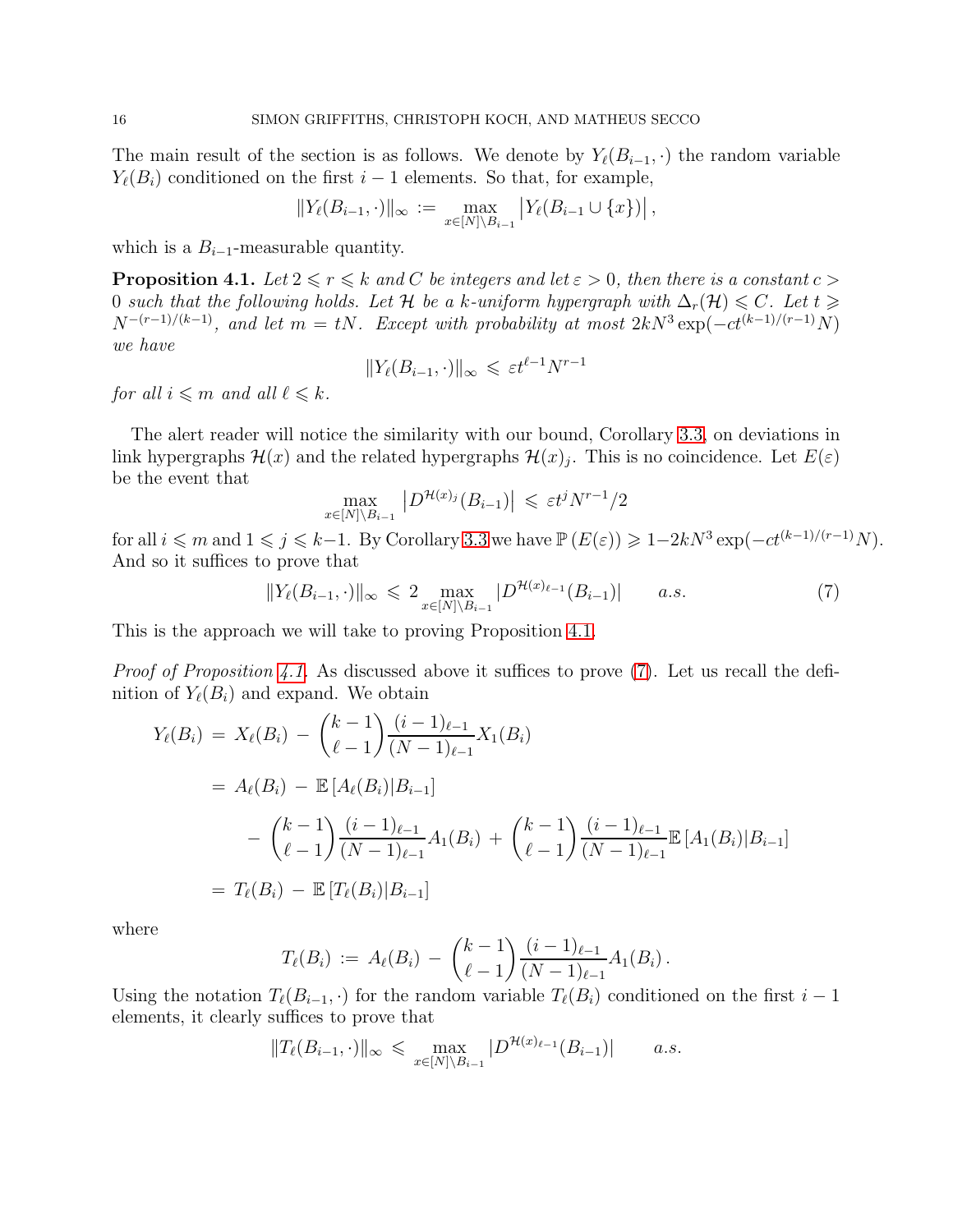The main result of the section is as follows. We denote by $Y_\ell(B_{i-1},\cdot)$ the random variable $Y_\ell(B_i)$ conditioned on the first $i-1$ elements. So that, for example,

$$\|Y_\ell(B_{i-1},\cdot)\|_\infty := \max_{x\in[N]\setminus B_{i-1}} \left|Y_\ell(B_{i-1}\cup\{x\})\right|,$$

which is a $B_{i-1}$-measurable quantity.

**Proposition 4.1.** *Let $2 \leqslant r \leqslant k$ and $C$ be integers and let $\varepsilon > 0$, then there is a constant $c > 0$ such that the following holds. Let $\mathcal{H}$ be a $k$-uniform hypergraph with $\Delta_r(\mathcal{H}) \leqslant C$. Let $t \geqslant N^{-(r-1)/(k-1)}$, and let $m = tN$. Except with probability at most $2kN^3\exp(-ct^{(k-1)/(r-1)}N)$ we have*

$$\|Y_\ell(B_{i-1},\cdot)\|_\infty \leqslant \varepsilon t^{\ell-1}N^{r-1}$$

*for all $i \leqslant m$ and all $\ell \leqslant k$.*

The alert reader will notice the similarity with our bound, Corollary 3.3, on deviations in link hypergraphs $\mathcal{H}(x)$ and the related hypergraphs $\mathcal{H}(x)_j$. This is no coincidence. Let $E(\varepsilon)$ be the event that

$$\max_{x\in[N]\setminus B_{i-1}} \left|D^{\mathcal{H}(x)_j}(B_{i-1})\right| \leqslant \varepsilon t^j N^{r-1}/2$$

for all $i \leqslant m$ and $1 \leqslant j \leqslant k-1$. By Corollary 3.3 we have $\mathbb{P}\left(E(\varepsilon)\right) \geqslant 1-2kN^3\exp(-ct^{(k-1)/(r-1)}N)$. And so it suffices to prove that

$$\|Y_\ell(B_{i-1},\cdot)\|_\infty \leqslant 2\max_{x\in[N]\setminus B_{i-1}} |D^{\mathcal{H}(x)_{\ell-1}}(B_{i-1})| \qquad a.s. \tag{7}$$

This is the approach we will take to proving Proposition 4.1.

*Proof of Proposition 4.1.* As discussed above it suffices to prove (7). Let us recall the definition of $Y_\ell(B_i)$ and expand. We obtain

$$\begin{aligned}
Y_\ell(B_i) &= X_\ell(B_i) - \binom{k-1}{\ell-1}\frac{(i-1)_{\ell-1}}{(N-1)_{\ell-1}}X_1(B_i) \\
&= A_\ell(B_i) - \mathbb{E}\left[A_\ell(B_i)|B_{i-1}\right] \\
&\quad - \binom{k-1}{\ell-1}\frac{(i-1)_{\ell-1}}{(N-1)_{\ell-1}}A_1(B_i) + \binom{k-1}{\ell-1}\frac{(i-1)_{\ell-1}}{(N-1)_{\ell-1}}\mathbb{E}\left[A_1(B_i)|B_{i-1}\right] \\
&= T_\ell(B_i) - \mathbb{E}\left[T_\ell(B_i)|B_{i-1}\right]
\end{aligned}$$

where

$$T_\ell(B_i) := A_\ell(B_i) - \binom{k-1}{\ell-1}\frac{(i-1)_{\ell-1}}{(N-1)_{\ell-1}}A_1(B_i)\,.$$

Using the notation $T_\ell(B_{i-1},\cdot)$ for the random variable $T_\ell(B_i)$ conditioned on the first $i-1$ elements, it clearly suffices to prove that

$$\|T_\ell(B_{i-1},\cdot)\|_\infty \leqslant \max_{x\in[N]\setminus B_{i-1}} |D^{\mathcal{H}(x)_{\ell-1}}(B_{i-1})| \qquad a.s.$$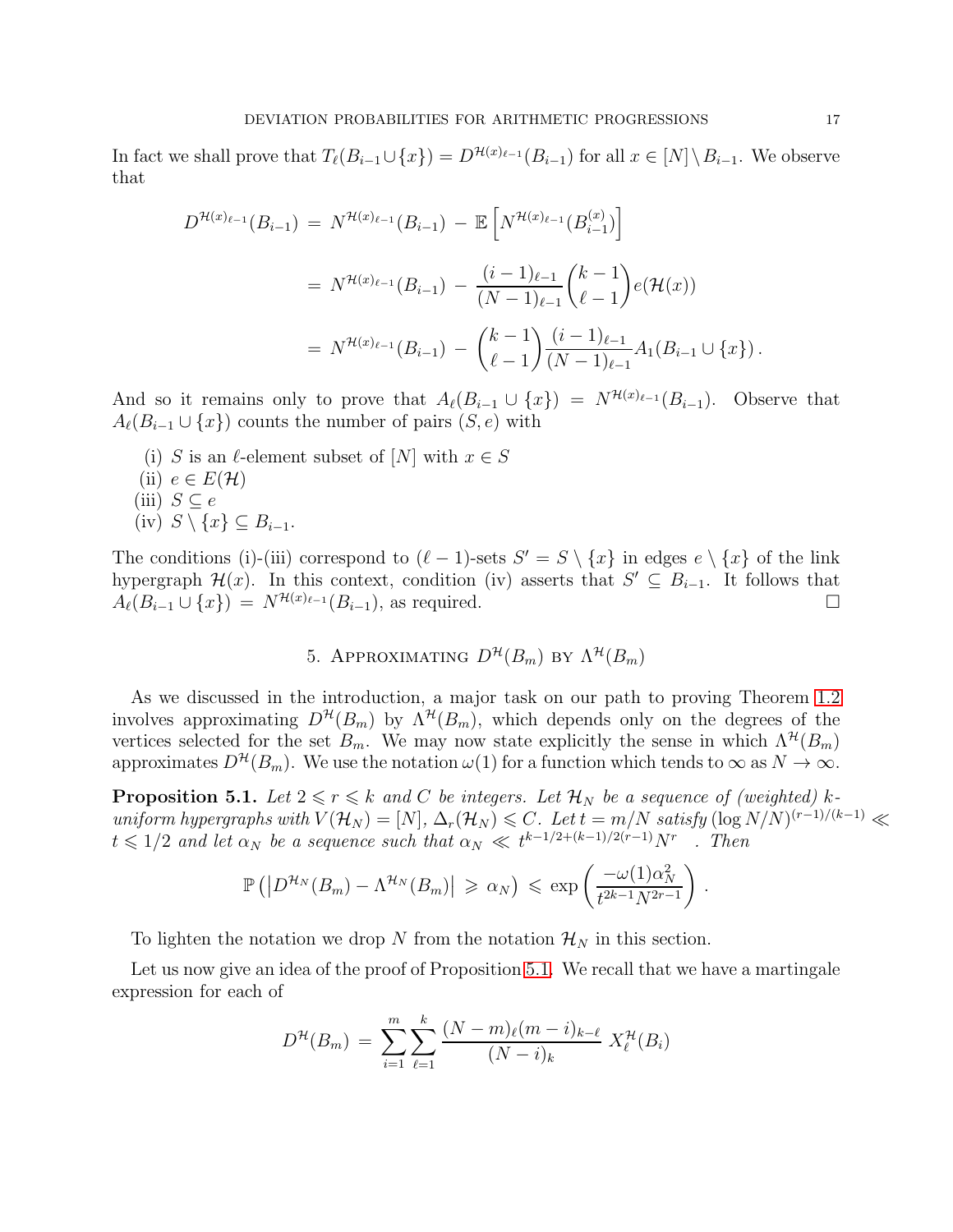In fact we shall prove that $T_\ell(B_{i-1} \cup \{x\}) = D^{\mathcal{H}(x)_{\ell-1}}(B_{i-1})$ for all $x \in [N] \setminus B_{i-1}$. We observe that

$$
\begin{aligned}
D^{\mathcal{H}(x)_{\ell-1}}(B_{i-1}) &= N^{\mathcal{H}(x)_{\ell-1}}(B_{i-1}) - \mathbb{E}\left[N^{\mathcal{H}(x)_{\ell-1}}(B_{i-1}^{(x)})\right] \\
&= N^{\mathcal{H}(x)_{\ell-1}}(B_{i-1}) - \frac{(i-1)_{\ell-1}}{(N-1)_{\ell-1}}\binom{k-1}{\ell-1} e(\mathcal{H}(x)) \\
&= N^{\mathcal{H}(x)_{\ell-1}}(B_{i-1}) - \binom{k-1}{\ell-1}\frac{(i-1)_{\ell-1}}{(N-1)_{\ell-1}} A_1(B_{i-1} \cup \{x\}).
\end{aligned}
$$

And so it remains only to prove that $A_\ell(B_{i-1} \cup \{x\}) = N^{\mathcal{H}(x)_{\ell-1}}(B_{i-1})$. Observe that $A_\ell(B_{i-1} \cup \{x\})$ counts the number of pairs $(S, e)$ with

(i) $S$ is an $\ell$-element subset of $[N]$ with $x \in S$
(ii) $e \in E(\mathcal{H})$
(iii) $S \subseteq e$
(iv) $S \setminus \{x\} \subseteq B_{i-1}$.

The conditions (i)-(iii) correspond to $(\ell-1)$-sets $S' = S \setminus \{x\}$ in edges $e \setminus \{x\}$ of the link hypergraph $\mathcal{H}(x)$. In this context, condition (iv) asserts that $S' \subseteq B_{i-1}$. It follows that $A_\ell(B_{i-1} \cup \{x\}) = N^{\mathcal{H}(x)_{\ell-1}}(B_{i-1})$, as required. $\square$

## 5. Approximating $D^{\mathcal{H}}(B_m)$ by $\Lambda^{\mathcal{H}}(B_m)$

As we discussed in the introduction, a major task on our path to proving Theorem 1.2 involves approximating $D^{\mathcal{H}}(B_m)$ by $\Lambda^{\mathcal{H}}(B_m)$, which depends only on the degrees of the vertices selected for the set $B_m$. We may now state explicitly the sense in which $\Lambda^{\mathcal{H}}(B_m)$ approximates $D^{\mathcal{H}}(B_m)$. We use the notation $\omega(1)$ for a function which tends to $\infty$ as $N \to \infty$.

**Proposition 5.1.** *Let $2 \leqslant r \leqslant k$ and $C$ be integers. Let $\mathcal{H}_N$ be a sequence of (weighted) $k$-uniform hypergraphs with $V(\mathcal{H}_N) = [N]$, $\Delta_r(\mathcal{H}_N) \leqslant C$. Let $t = m/N$ satisfy $(\log N/N)^{(r-1)/(k-1)} \ll t \leqslant 1/2$ and let $\alpha_N$ be a sequence such that $\alpha_N \ll t^{k-1/2+(k-1)/2(r-1)} N^r$. Then*

$$
\mathbb{P}\left(\left|D^{\mathcal{H}_N}(B_m) - \Lambda^{\mathcal{H}_N}(B_m)\right| \geqslant \alpha_N\right) \leqslant \exp\left(\frac{-\omega(1)\alpha_N^2}{t^{2k-1}N^{2r-1}}\right).
$$

To lighten the notation we drop $N$ from the notation $\mathcal{H}_N$ in this section.

Let us now give an idea of the proof of Proposition 5.1. We recall that we have a martingale expression for each of

$$
D^{\mathcal{H}}(B_m) = \sum_{i=1}^{m} \sum_{\ell=1}^{k} \frac{(N-m)_\ell (m-i)_{k-\ell}}{(N-i)_k} X_\ell^{\mathcal{H}}(B_i)
$$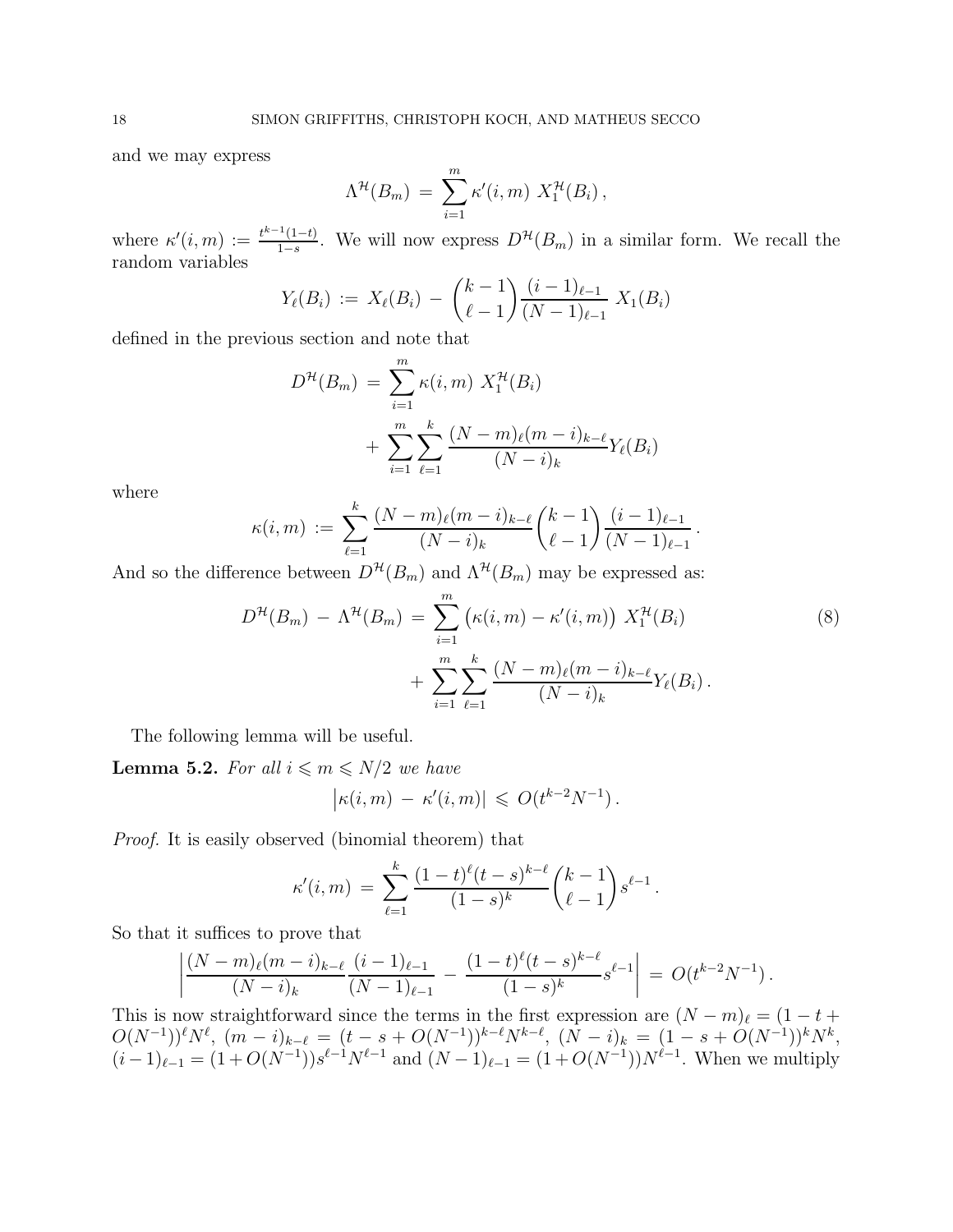and we may express

$$\Lambda^{\mathcal{H}}(B_m) \,=\, \sum_{i=1}^{m} \kappa'(i,m)\ X_1^{\mathcal{H}}(B_i)\,,$$

where $\kappa'(i,m) := \frac{t^{k-1}(1-t)}{1-s}$. We will now express $D^{\mathcal{H}}(B_m)$ in a similar form. We recall the random variables

$$Y_\ell(B_i) \,:=\, X_\ell(B_i) \,-\, \binom{k-1}{\ell-1}\frac{(i-1)_{\ell-1}}{(N-1)_{\ell-1}}\ X_1(B_i)$$

defined in the previous section and note that

$$\begin{aligned} D^{\mathcal{H}}(B_m) \,&=\, \sum_{i=1}^{m} \kappa(i,m)\ X_1^{\mathcal{H}}(B_i) \\ &\quad+\, \sum_{i=1}^{m}\sum_{\ell=1}^{k} \frac{(N-m)_\ell (m-i)_{k-\ell}}{(N-i)_k} Y_\ell(B_i) \end{aligned}$$

where

$$\kappa(i,m) \,:=\, \sum_{\ell=1}^{k} \frac{(N-m)_\ell (m-i)_{k-\ell}}{(N-i)_k}\binom{k-1}{\ell-1}\frac{(i-1)_{\ell-1}}{(N-1)_{\ell-1}}\,.$$

And so the difference between $D^{\mathcal{H}}(B_m)$ and $\Lambda^{\mathcal{H}}(B_m)$ may be expressed as:

$$\begin{aligned} D^{\mathcal{H}}(B_m) \,-\, \Lambda^{\mathcal{H}}(B_m) \,&=\, \sum_{i=1}^{m} \big(\kappa(i,m) - \kappa'(i,m)\big)\ X_1^{\mathcal{H}}(B_i) \\ &\quad+\, \sum_{i=1}^{m}\sum_{\ell=1}^{k} \frac{(N-m)_\ell (m-i)_{k-\ell}}{(N-i)_k} Y_\ell(B_i)\,. \end{aligned} \tag{8}$$

The following lemma will be useful.

**Lemma 5.2.** *For all $i \leqslant m \leqslant N/2$ we have*

$$\big|\kappa(i,m) \,-\, \kappa'(i,m)\big| \,\leqslant\, O(t^{k-2}N^{-1})\,.$$

*Proof.* It is easily observed (binomial theorem) that

$$\kappa'(i,m) \,=\, \sum_{\ell=1}^{k} \frac{(1-t)^\ell (t-s)^{k-\ell}}{(1-s)^k}\binom{k-1}{\ell-1} s^{\ell-1}\,.$$

So that it suffices to prove that

$$\left|\frac{(N-m)_\ell (m-i)_{k-\ell}}{(N-i)_k}\frac{(i-1)_{\ell-1}}{(N-1)_{\ell-1}} \,-\, \frac{(1-t)^\ell (t-s)^{k-\ell}}{(1-s)^k} s^{\ell-1}\right| \,=\, O(t^{k-2}N^{-1})\,.$$

This is now straightforward since the terms in the first expression are $(N-m)_\ell = (1-t+O(N^{-1}))^\ell N^\ell$, $(m-i)_{k-\ell} = (t-s+O(N^{-1}))^{k-\ell}N^{k-\ell}$, $(N-i)_k = (1-s+O(N^{-1}))^k N^k$, $(i-1)_{\ell-1} = (1+O(N^{-1}))s^{\ell-1}N^{\ell-1}$ and $(N-1)_{\ell-1} = (1+O(N^{-1}))N^{\ell-1}$. When we multiply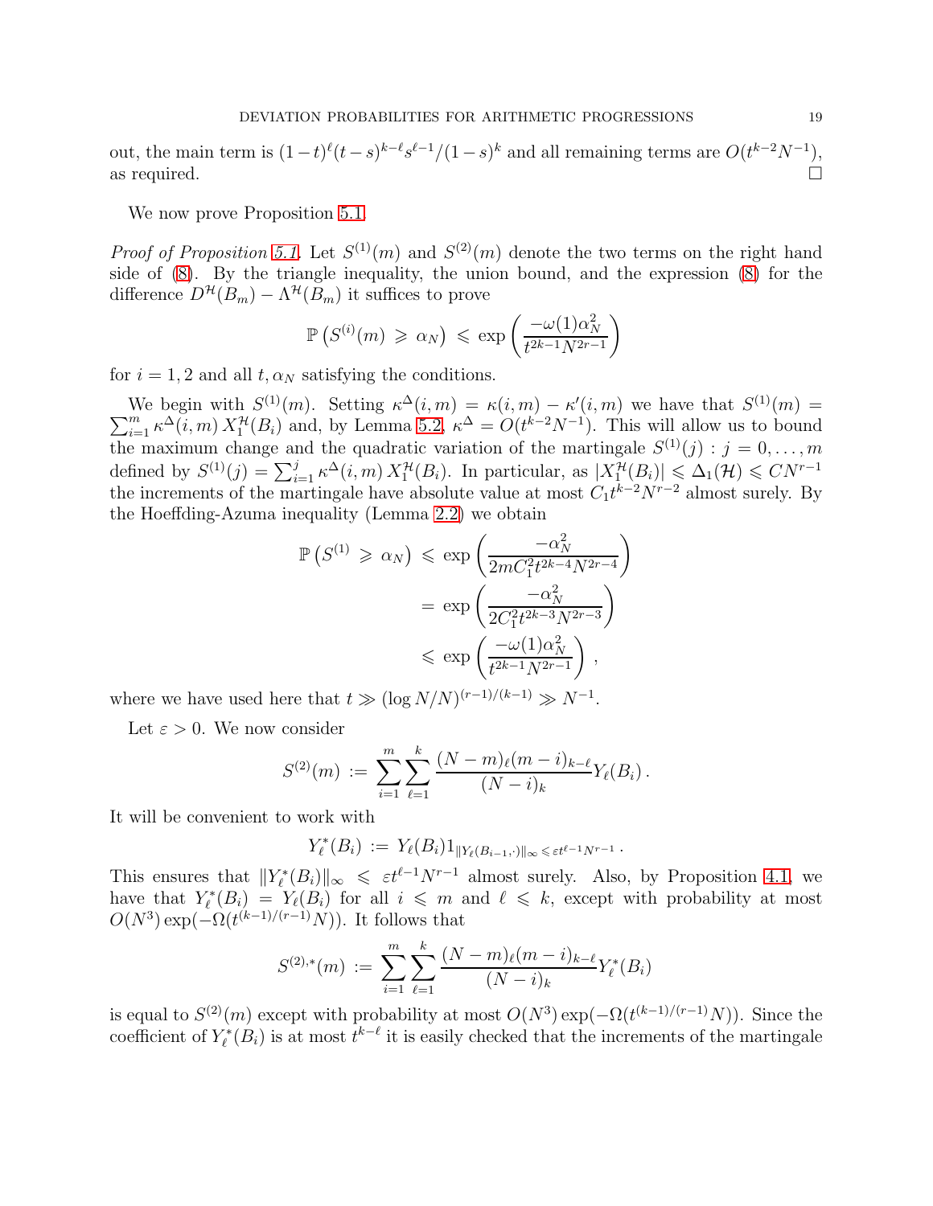out, the main term is $(1-t)^\ell(t-s)^{k-\ell}s^{\ell-1}/(1-s)^k$ and all remaining terms are $O(t^{k-2}N^{-1})$, as required. $\square$

We now prove Proposition 5.1.

*Proof of Proposition 5.1.* Let $S^{(1)}(m)$ and $S^{(2)}(m)$ denote the two terms on the right hand side of (8). By the triangle inequality, the union bound, and the expression (8) for the difference $D^{\mathcal{H}}(B_m) - \Lambda^{\mathcal{H}}(B_m)$ it suffices to prove

$$\mathbb{P}\left(S^{(i)}(m) \,\geqslant\, \alpha_N\right) \,\leqslant\, \exp\left(\frac{-\omega(1)\alpha_N^2}{t^{2k-1}N^{2r-1}}\right)$$

for $i = 1,2$ and all $t, \alpha_N$ satisfying the conditions.

We begin with $S^{(1)}(m)$. Setting $\kappa^\Delta(i,m) = \kappa(i,m) - \kappa'(i,m)$ we have that $S^{(1)}(m) = \sum_{i=1}^m \kappa^\Delta(i,m)\, X_1^{\mathcal{H}}(B_i)$ and, by Lemma 5.2, $\kappa^\Delta = O(t^{k-2}N^{-1})$. This will allow us to bound the maximum change and the quadratic variation of the martingale $S^{(1)}(j) : j = 0,\dots,m$ defined by $S^{(1)}(j) = \sum_{i=1}^j \kappa^\Delta(i,m)\, X_1^{\mathcal{H}}(B_i)$. In particular, as $|X_1^{\mathcal{H}}(B_i)| \leqslant \Delta_1(\mathcal{H}) \leqslant CN^{r-1}$ the increments of the martingale have absolute value at most $C_1 t^{k-2}N^{r-2}$ almost surely. By the Hoeffding-Azuma inequality (Lemma 2.2) we obtain

$$\begin{aligned}
\mathbb{P}\left(S^{(1)} \,\geqslant\, \alpha_N\right) \,&\leqslant\, \exp\left(\frac{-\alpha_N^2}{2mC_1^2 t^{2k-4}N^{2r-4}}\right)\\
&=\, \exp\left(\frac{-\alpha_N^2}{2C_1^2 t^{2k-3}N^{2r-3}}\right)\\
&\leqslant\, \exp\left(\frac{-\omega(1)\alpha_N^2}{t^{2k-1}N^{2r-1}}\right)\,,
\end{aligned}$$

where we have used here that $t \gg (\log N/N)^{(r-1)/(k-1)} \gg N^{-1}$.

Let $\varepsilon > 0$. We now consider

$$S^{(2)}(m) \,:=\, \sum_{i=1}^m \sum_{\ell=1}^k \frac{(N-m)_\ell (m-i)_{k-\ell}}{(N-i)_k} Y_\ell(B_i)\,.$$

It will be convenient to work with

$$Y_\ell^*(B_i) \,:=\, Y_\ell(B_i) 1_{\|Y_\ell(B_{i-1},\cdot)\|_\infty \leqslant \varepsilon t^{\ell-1}N^{r-1}}\,.$$

This ensures that $\|Y_\ell^*(B_i)\|_\infty \,\leqslant\, \varepsilon t^{\ell-1}N^{r-1}$ almost surely. Also, by Proposition 4.1, we have that $Y_\ell^*(B_i) = Y_\ell(B_i)$ for all $i \leqslant m$ and $\ell \leqslant k$, except with probability at most $O(N^3)\exp(-\Omega(t^{(k-1)/(r-1)}N))$. It follows that

$$S^{(2),*}(m) \,:=\, \sum_{i=1}^m \sum_{\ell=1}^k \frac{(N-m)_\ell (m-i)_{k-\ell}}{(N-i)_k} Y_\ell^*(B_i)$$

is equal to $S^{(2)}(m)$ except with probability at most $O(N^3)\exp(-\Omega(t^{(k-1)/(r-1)}N))$. Since the coefficient of $Y_\ell^*(B_i)$ is at most $t^{k-\ell}$ it is easily checked that the increments of the martingale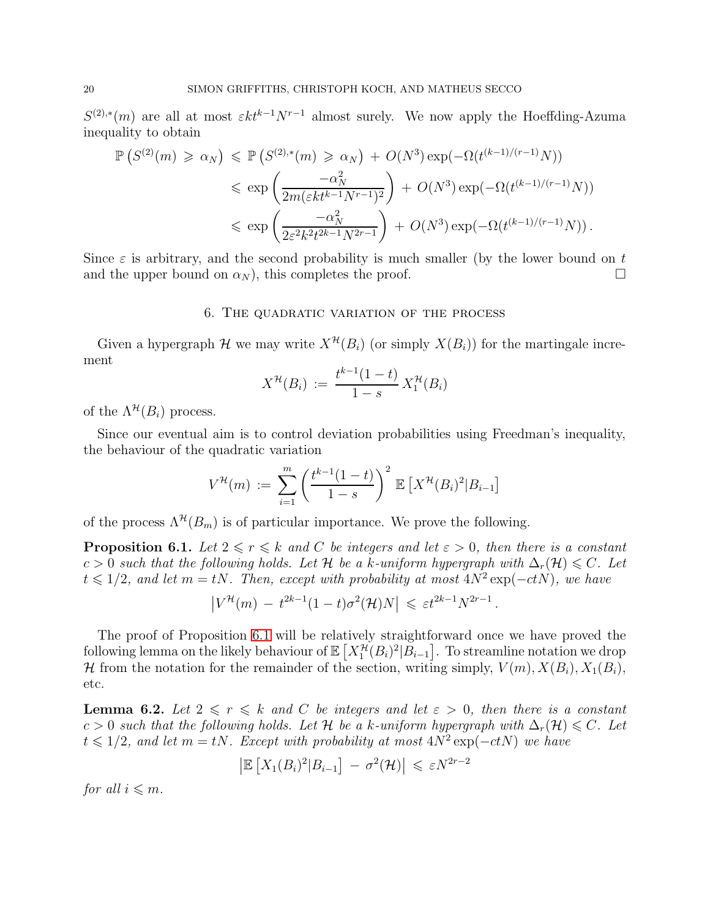$S^{(2),*}(m)$ are all at most $\varepsilon k t^{k-1} N^{r-1}$ almost surely. We now apply the Hoeffding-Azuma inequality to obtain

$$
\begin{aligned}
\mathbb{P}\left(S^{(2)}(m) \geqslant \alpha_N\right) &\leqslant \mathbb{P}\left(S^{(2),*}(m) \geqslant \alpha_N\right) + O(N^3)\exp(-\Omega(t^{(k-1)/(r-1)}N)) \\
&\leqslant \exp\left(\frac{-\alpha_N^2}{2m(\varepsilon k t^{k-1} N^{r-1})^2}\right) + O(N^3)\exp(-\Omega(t^{(k-1)/(r-1)}N)) \\
&\leqslant \exp\left(\frac{-\alpha_N^2}{2\varepsilon^2 k^2 t^{2k-1} N^{2r-1}}\right) + O(N^3)\exp(-\Omega(t^{(k-1)/(r-1)}N)).
\end{aligned}
$$

Since $\varepsilon$ is arbitrary, and the second probability is much smaller (by the lower bound on $t$ and the upper bound on $\alpha_N$), this completes the proof. $\square$

## 6. The quadratic variation of the process

Given a hypergraph $\mathcal{H}$ we may write $X^{\mathcal{H}}(B_i)$ (or simply $X(B_i)$) for the martingale increment

$$
X^{\mathcal{H}}(B_i) := \frac{t^{k-1}(1-t)}{1-s} X_1^{\mathcal{H}}(B_i)
$$

of the $\Lambda^{\mathcal{H}}(B_i)$ process.

Since our eventual aim is to control deviation probabilities using Freedman's inequality, the behaviour of the quadratic variation

$$
V^{\mathcal{H}}(m) := \sum_{i=1}^{m} \left(\frac{t^{k-1}(1-t)}{1-s}\right)^2 \mathbb{E}\left[X^{\mathcal{H}}(B_i)^2 | B_{i-1}\right]
$$

of the process $\Lambda^{\mathcal{H}}(B_m)$ is of particular importance. We prove the following.

**Proposition 6.1.** *Let $2 \leqslant r \leqslant k$ and $C$ be integers and let $\varepsilon > 0$, then there is a constant $c > 0$ such that the following holds. Let $\mathcal{H}$ be a $k$-uniform hypergraph with $\Delta_r(\mathcal{H}) \leqslant C$. Let $t \leqslant 1/2$, and let $m = tN$. Then, except with probability at most $4N^2 \exp(-ctN)$, we have*

$$
\left|V^{\mathcal{H}}(m) - t^{2k-1}(1-t)\sigma^2(\mathcal{H})N\right| \leqslant \varepsilon t^{2k-1} N^{2r-1}.
$$

The proof of Proposition 6.1 will be relatively straightforward once we have proved the following lemma on the likely behaviour of $\mathbb{E}\left[X_1^{\mathcal{H}}(B_i)^2 | B_{i-1}\right]$. To streamline notation we drop $\mathcal{H}$ from the notation for the remainder of the section, writing simply, $V(m), X(B_i), X_1(B_i)$, etc.

**Lemma 6.2.** *Let $2 \leqslant r \leqslant k$ and $C$ be integers and let $\varepsilon > 0$, then there is a constant $c > 0$ such that the following holds. Let $\mathcal{H}$ be a $k$-uniform hypergraph with $\Delta_r(\mathcal{H}) \leqslant C$. Let $t \leqslant 1/2$, and let $m = tN$. Except with probability at most $4N^2 \exp(-ctN)$ we have*

$$
\left|\mathbb{E}\left[X_1(B_i)^2 | B_{i-1}\right] - \sigma^2(\mathcal{H})\right| \leqslant \varepsilon N^{2r-2}
$$

*for all $i \leqslant m$.*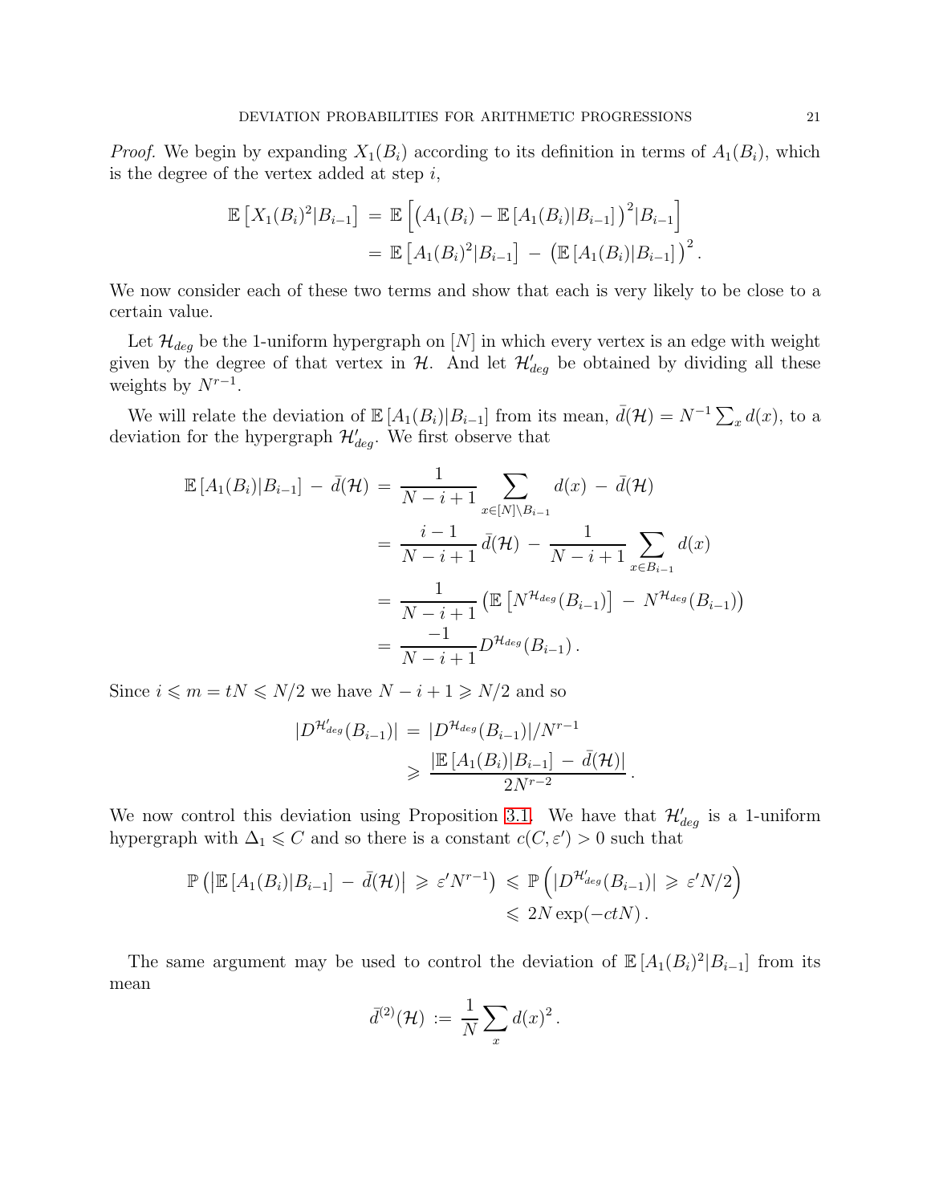*Proof.* We begin by expanding $X_1(B_i)$ according to its definition in terms of $A_1(B_i)$, which is the degree of the vertex added at step $i$,

$$
\begin{aligned}
\mathbb{E}\left[X_1(B_i)^2|B_{i-1}\right] &= \mathbb{E}\left[\left(A_1(B_i) - \mathbb{E}\left[A_1(B_i)|B_{i-1}\right]\right)^2|B_{i-1}\right] \\
&= \mathbb{E}\left[A_1(B_i)^2|B_{i-1}\right] - \left(\mathbb{E}\left[A_1(B_i)|B_{i-1}\right]\right)^2.
\end{aligned}
$$

We now consider each of these two terms and show that each is very likely to be close to a certain value.

Let $\mathcal{H}_{deg}$ be the 1-uniform hypergraph on $[N]$ in which every vertex is an edge with weight given by the degree of that vertex in $\mathcal{H}$. And let $\mathcal{H}'_{deg}$ be obtained by dividing all these weights by $N^{r-1}$.

We will relate the deviation of $\mathbb{E}\left[A_1(B_i)|B_{i-1}\right]$ from its mean, $\bar{d}(\mathcal{H}) = N^{-1}\sum_x d(x)$, to a deviation for the hypergraph $\mathcal{H}'_{deg}$. We first observe that

$$
\begin{aligned}
\mathbb{E}\left[A_1(B_i)|B_{i-1}\right] - \bar{d}(\mathcal{H}) &= \frac{1}{N-i+1}\sum_{x\in[N]\setminus B_{i-1}} d(x) - \bar{d}(\mathcal{H}) \\
&= \frac{i-1}{N-i+1}\,\bar{d}(\mathcal{H}) - \frac{1}{N-i+1}\sum_{x\in B_{i-1}} d(x) \\
&= \frac{1}{N-i+1}\left(\mathbb{E}\left[N^{\mathcal{H}_{deg}}(B_{i-1})\right] - N^{\mathcal{H}_{deg}}(B_{i-1})\right) \\
&= \frac{-1}{N-i+1} D^{\mathcal{H}_{deg}}(B_{i-1}).
\end{aligned}
$$

Since $i \leqslant m = tN \leqslant N/2$ we have $N-i+1 \geqslant N/2$ and so

$$
\begin{aligned}
|D^{\mathcal{H}'_{deg}}(B_{i-1})| &= |D^{\mathcal{H}_{deg}}(B_{i-1})|/N^{r-1} \\
&\geqslant \frac{\left|\mathbb{E}\left[A_1(B_i)|B_{i-1}\right] - \bar{d}(\mathcal{H})\right|}{2N^{r-2}}.
\end{aligned}
$$

We now control this deviation using Proposition 3.1. We have that $\mathcal{H}'_{deg}$ is a 1-uniform hypergraph with $\Delta_1 \leqslant C$ and so there is a constant $c(C,\varepsilon') > 0$ such that

$$
\begin{aligned}
\mathbb{P}\left(\left|\mathbb{E}\left[A_1(B_i)|B_{i-1}\right] - \bar{d}(\mathcal{H})\right| \geqslant \varepsilon' N^{r-1}\right) &\leqslant \mathbb{P}\left(|D^{\mathcal{H}'_{deg}}(B_{i-1})| \geqslant \varepsilon' N/2\right) \\
&\leqslant 2N\exp(-ctN).
\end{aligned}
$$

The same argument may be used to control the deviation of $\mathbb{E}\left[A_1(B_i)^2|B_{i-1}\right]$ from its mean

$$
\bar{d}^{(2)}(\mathcal{H}) := \frac{1}{N}\sum_x d(x)^2.
$$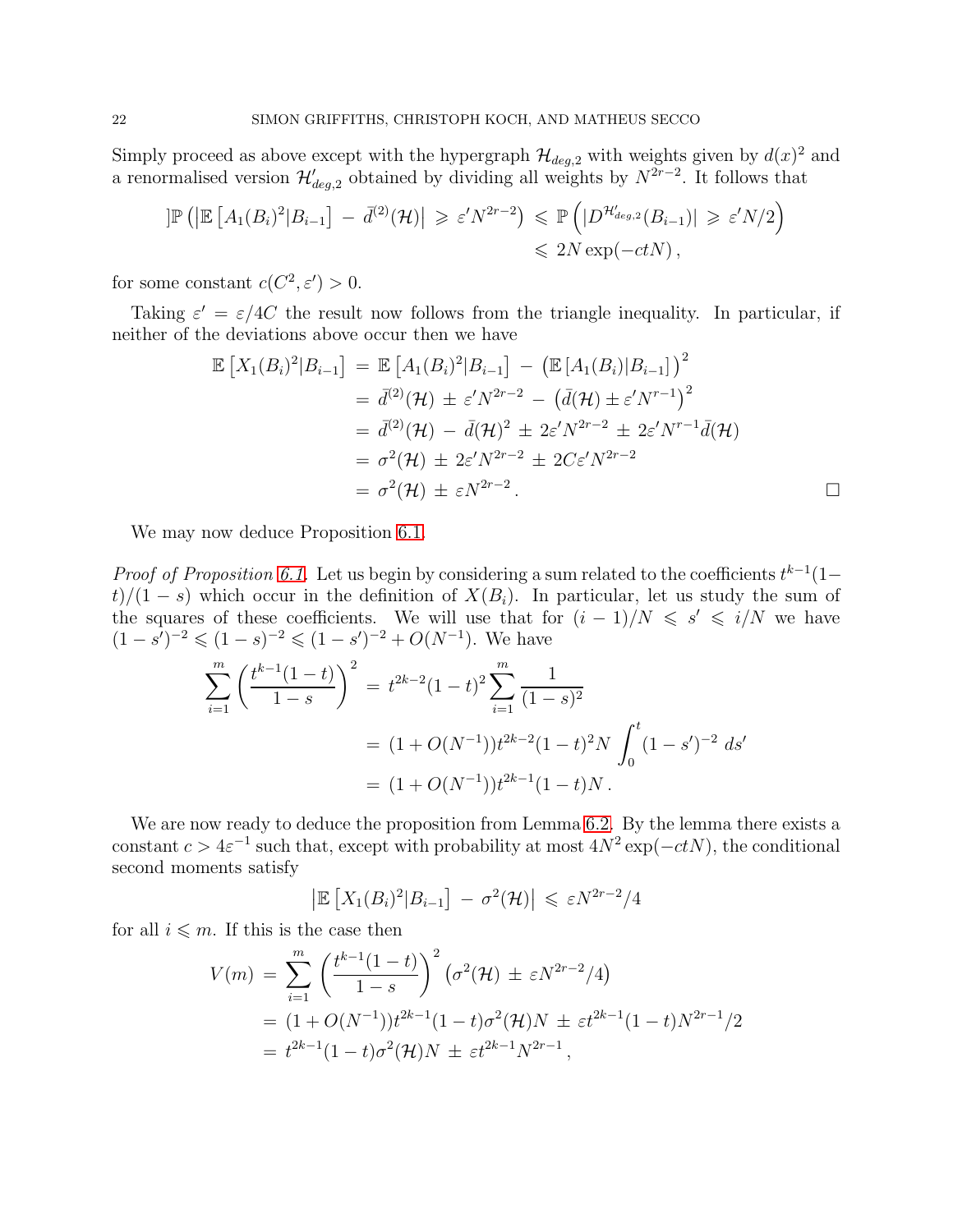Simply proceed as above except with the hypergraph $\mathcal{H}_{deg,2}$ with weights given by $d(x)^2$ and a renormalised version $\mathcal{H}'_{deg,2}$ obtained by dividing all weights by $N^{2r-2}$. It follows that

$$
]\mathbb{P}\left(\left|\mathbb{E}\left[A_1(B_i)^2|B_{i-1}\right] \,-\, \bar{d}^{(2)}(\mathcal{H})\right| \,\geqslant\, \varepsilon' N^{2r-2}\right) \,\leqslant\, \mathbb{P}\left(|D^{\mathcal{H}'_{deg,2}}(B_{i-1})| \,\geqslant\, \varepsilon' N/2\right)
$$
$$
\leqslant\, 2N\exp(-ctN)\,,
$$

for some constant $c(C^2,\varepsilon') > 0$.

Taking $\varepsilon' = \varepsilon/4C$ the result now follows from the triangle inequality. In particular, if neither of the deviations above occur then we have

$$
\begin{aligned}
\mathbb{E}\left[X_1(B_i)^2|B_{i-1}\right] \,&=\, \mathbb{E}\left[A_1(B_i)^2|B_{i-1}\right] \,-\, \left(\mathbb{E}\left[A_1(B_i)|B_{i-1}\right]\right)^2 \\
&=\, \bar{d}^{(2)}(\mathcal{H}) \,\pm\, \varepsilon' N^{2r-2} \,-\, \left(\bar{d}(\mathcal{H}) \pm \varepsilon' N^{r-1}\right)^2 \\
&=\, \bar{d}^{(2)}(\mathcal{H}) \,-\, \bar{d}(\mathcal{H})^2 \,\pm\, 2\varepsilon' N^{2r-2} \,\pm\, 2\varepsilon' N^{r-1}\bar{d}(\mathcal{H}) \\
&=\, \sigma^2(\mathcal{H}) \,\pm\, 2\varepsilon' N^{2r-2} \,\pm\, 2C\varepsilon' N^{2r-2} \\
&=\, \sigma^2(\mathcal{H}) \,\pm\, \varepsilon N^{2r-2}\,.
\end{aligned}
$$

□

We may now deduce Proposition 6.1.

*Proof of Proposition 6.1.* Let us begin by considering a sum related to the coefficients $t^{k-1}(1-t)/(1-s)$ which occur in the definition of $X(B_i)$. In particular, let us study the sum of the squares of these coefficients. We will use that for $(i-1)/N \leqslant s' \leqslant i/N$ we have $(1-s')^{-2} \leqslant (1-s)^{-2} \leqslant (1-s')^{-2} + O(N^{-1})$. We have

$$
\begin{aligned}
\sum_{i=1}^{m}\left(\frac{t^{k-1}(1-t)}{1-s}\right)^2 \,&=\, t^{2k-2}(1-t)^2\sum_{i=1}^{m}\frac{1}{(1-s)^2} \\
&=\, (1+O(N^{-1}))t^{2k-2}(1-t)^2 N\int_0^t (1-s')^{-2}\; ds' \\
&=\, (1+O(N^{-1}))t^{2k-1}(1-t)N\,.
\end{aligned}
$$

We are now ready to deduce the proposition from Lemma 6.2. By the lemma there exists a constant $c > 4\varepsilon^{-1}$ such that, except with probability at most $4N^2\exp(-ctN)$, the conditional second moments satisfy

$$
\left|\mathbb{E}\left[X_1(B_i)^2|B_{i-1}\right] \,-\, \sigma^2(\mathcal{H})\right| \,\leqslant\, \varepsilon N^{2r-2}/4
$$

for all $i \leqslant m$. If this is the case then

$$
\begin{aligned}
V(m) \,&=\, \sum_{i=1}^{m}\left(\frac{t^{k-1}(1-t)}{1-s}\right)^2\left(\sigma^2(\mathcal{H}) \,\pm\, \varepsilon N^{2r-2}/4\right) \\
&=\, (1+O(N^{-1}))t^{2k-1}(1-t)\sigma^2(\mathcal{H})N \,\pm\, \varepsilon t^{2k-1}(1-t)N^{2r-1}/2 \\
&=\, t^{2k-1}(1-t)\sigma^2(\mathcal{H})N \,\pm\, \varepsilon t^{2k-1}N^{2r-1}\,,
\end{aligned}
$$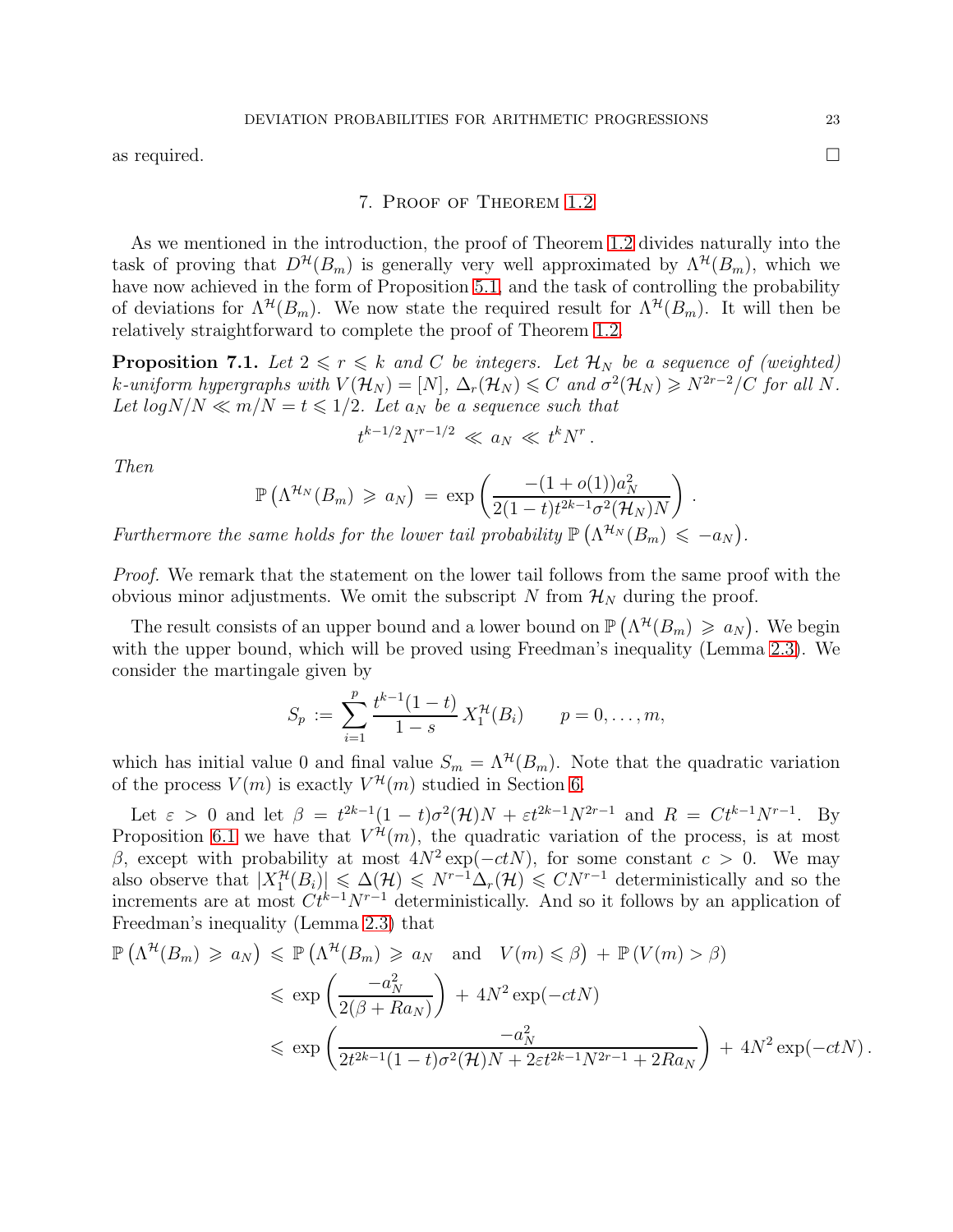as required. □

## 7. Proof of Theorem 1.2

As we mentioned in the introduction, the proof of Theorem 1.2 divides naturally into the task of proving that $D^{\mathcal{H}}(B_m)$ is generally very well approximated by $\Lambda^{\mathcal{H}}(B_m)$, which we have now achieved in the form of Proposition 5.1, and the task of controlling the probability of deviations for $\Lambda^{\mathcal{H}}(B_m)$. We now state the required result for $\Lambda^{\mathcal{H}}(B_m)$. It will then be relatively straightforward to complete the proof of Theorem 1.2.

**Proposition 7.1.** *Let $2 \leqslant r \leqslant k$ and $C$ be integers. Let $\mathcal{H}_N$ be a sequence of (weighted) $k$-uniform hypergraphs with $V(\mathcal{H}_N) = [N]$, $\Delta_r(\mathcal{H}_N) \leqslant C$ and $\sigma^2(\mathcal{H}_N) \geqslant N^{2r-2}/C$ for all $N$. Let $logN/N \ll m/N = t \leqslant 1/2$. Let $a_N$ be a sequence such that*

$$t^{k-1/2}N^{r-1/2} \ll a_N \ll t^k N^r \,.$$

*Then*

$$\mathbb{P}\left(\Lambda^{\mathcal{H}_N}(B_m) \geqslant a_N\right) = \exp\left(\frac{-(1+o(1))a_N^2}{2(1-t)t^{2k-1}\sigma^2(\mathcal{H}_N)N}\right) .$$

*Furthermore the same holds for the lower tail probability $\mathbb{P}\left(\Lambda^{\mathcal{H}_N}(B_m) \leqslant -a_N\right)$.*

*Proof.* We remark that the statement on the lower tail follows from the same proof with the obvious minor adjustments. We omit the subscript $N$ from $\mathcal{H}_N$ during the proof.

The result consists of an upper bound and a lower bound on $\mathbb{P}\left(\Lambda^{\mathcal{H}}(B_m) \geqslant a_N\right)$. We begin with the upper bound, which will be proved using Freedman's inequality (Lemma 2.3). We consider the martingale given by

$$S_p := \sum_{i=1}^{p} \frac{t^{k-1}(1-t)}{1-s}\, X_1^{\mathcal{H}}(B_i) \qquad p = 0, \ldots, m,$$

which has initial value 0 and final value $S_m = \Lambda^{\mathcal{H}}(B_m)$. Note that the quadratic variation of the process $V(m)$ is exactly $V^{\mathcal{H}}(m)$ studied in Section 6.

Let $\varepsilon > 0$ and let $\beta = t^{2k-1}(1-t)\sigma^2(\mathcal{H})N + \varepsilon t^{2k-1}N^{2r-1}$ and $R = Ct^{k-1}N^{r-1}$. By Proposition 6.1 we have that $V^{\mathcal{H}}(m)$, the quadratic variation of the process, is at most $\beta$, except with probability at most $4N^2\exp(-ctN)$, for some constant $c > 0$. We may also observe that $|X_1^{\mathcal{H}}(B_i)| \leqslant \Delta(\mathcal{H}) \leqslant N^{r-1}\Delta_r(\mathcal{H}) \leqslant CN^{r-1}$ deterministically and so the increments are at most $Ct^{k-1}N^{r-1}$ deterministically. And so it follows by an application of Freedman's inequality (Lemma 2.3) that

$$\begin{aligned}
\mathbb{P}\left(\Lambda^{\mathcal{H}}(B_m) \geqslant a_N\right) &\leqslant \mathbb{P}\left(\Lambda^{\mathcal{H}}(B_m) \geqslant a_N \quad \text{and} \quad V(m) \leqslant \beta\right) + \mathbb{P}\left(V(m) > \beta\right) \\
&\leqslant \exp\left(\frac{-a_N^2}{2(\beta + Ra_N)}\right) + 4N^2\exp(-ctN) \\
&\leqslant \exp\left(\frac{-a_N^2}{2t^{2k-1}(1-t)\sigma^2(\mathcal{H})N + 2\varepsilon t^{2k-1}N^{2r-1} + 2Ra_N}\right) + 4N^2\exp(-ctN)\,.
\end{aligned}$$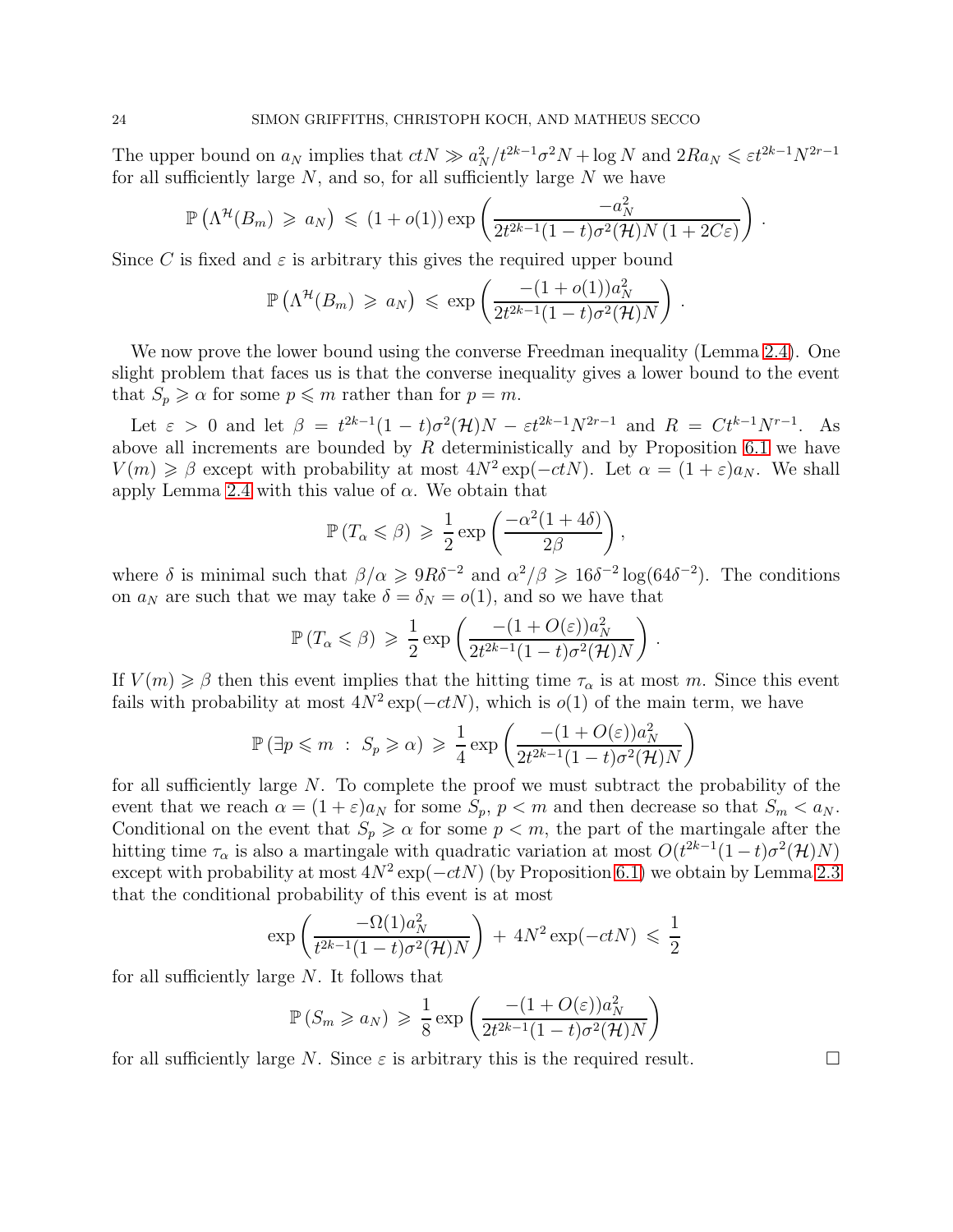The upper bound on $a_N$ implies that $ctN \gg a_N^2/t^{2k-1}\sigma^2 N + \log N$ and $2Ra_N \leqslant \varepsilon t^{2k-1}N^{2r-1}$ for all sufficiently large $N$, and so, for all sufficiently large $N$ we have

$$\mathbb{P}\left(\Lambda^{\mathcal{H}}(B_m) \geqslant a_N\right) \leqslant (1+o(1)) \exp\left(\frac{-a_N^2}{2t^{2k-1}(1-t)\sigma^2(\mathcal{H})N\,(1+2C\varepsilon)}\right).$$

Since $C$ is fixed and $\varepsilon$ is arbitrary this gives the required upper bound

$$\mathbb{P}\left(\Lambda^{\mathcal{H}}(B_m) \geqslant a_N\right) \leqslant \exp\left(\frac{-(1+o(1))a_N^2}{2t^{2k-1}(1-t)\sigma^2(\mathcal{H})N}\right).$$

We now prove the lower bound using the converse Freedman inequality (Lemma 2.4). One slight problem that faces us is that the converse inequality gives a lower bound to the event that $S_p \geqslant \alpha$ for some $p \leqslant m$ rather than for $p = m$.

Let $\varepsilon > 0$ and let $\beta = t^{2k-1}(1-t)\sigma^2(\mathcal{H})N - \varepsilon t^{2k-1}N^{2r-1}$ and $R = Ct^{k-1}N^{r-1}$. As above all increments are bounded by $R$ deterministically and by Proposition 6.1 we have $V(m) \geqslant \beta$ except with probability at most $4N^2\exp(-ctN)$. Let $\alpha = (1+\varepsilon)a_N$. We shall apply Lemma 2.4 with this value of $\alpha$. We obtain that

$$\mathbb{P}\left(T_\alpha \leqslant \beta\right) \geqslant \frac{1}{2}\exp\left(\frac{-\alpha^2(1+4\delta)}{2\beta}\right),$$

where $\delta$ is minimal such that $\beta/\alpha \geqslant 9R\delta^{-2}$ and $\alpha^2/\beta \geqslant 16\delta^{-2}\log(64\delta^{-2})$. The conditions on $a_N$ are such that we may take $\delta = \delta_N = o(1)$, and so we have that

$$\mathbb{P}\left(T_\alpha \leqslant \beta\right) \geqslant \frac{1}{2}\exp\left(\frac{-(1+O(\varepsilon))a_N^2}{2t^{2k-1}(1-t)\sigma^2(\mathcal{H})N}\right).$$

If $V(m) \geqslant \beta$ then this event implies that the hitting time $\tau_\alpha$ is at most $m$. Since this event fails with probability at most $4N^2\exp(-ctN)$, which is $o(1)$ of the main term, we have

$$\mathbb{P}\left(\exists p \leqslant m \;:\; S_p \geqslant \alpha\right) \geqslant \frac{1}{4}\exp\left(\frac{-(1+O(\varepsilon))a_N^2}{2t^{2k-1}(1-t)\sigma^2(\mathcal{H})N}\right)$$

for all sufficiently large $N$. To complete the proof we must subtract the probability of the event that we reach $\alpha = (1+\varepsilon)a_N$ for some $S_p$, $p < m$ and then decrease so that $S_m < a_N$. Conditional on the event that $S_p \geqslant \alpha$ for some $p < m$, the part of the martingale after the hitting time $\tau_\alpha$ is also a martingale with quadratic variation at most $O(t^{2k-1}(1-t)\sigma^2(\mathcal{H})N)$ except with probability at most $4N^2\exp(-ctN)$ (by Proposition 6.1) we obtain by Lemma 2.3 that the conditional probability of this event is at most

$$\exp\left(\frac{-\Omega(1)a_N^2}{t^{2k-1}(1-t)\sigma^2(\mathcal{H})N}\right) + 4N^2\exp(-ctN) \leqslant \frac{1}{2}$$

for all sufficiently large $N$. It follows that

$$\mathbb{P}\left(S_m \geqslant a_N\right) \geqslant \frac{1}{8}\exp\left(\frac{-(1+O(\varepsilon))a_N^2}{2t^{2k-1}(1-t)\sigma^2(\mathcal{H})N}\right)$$

for all sufficiently large $N$. Since $\varepsilon$ is arbitrary this is the required result. $\square$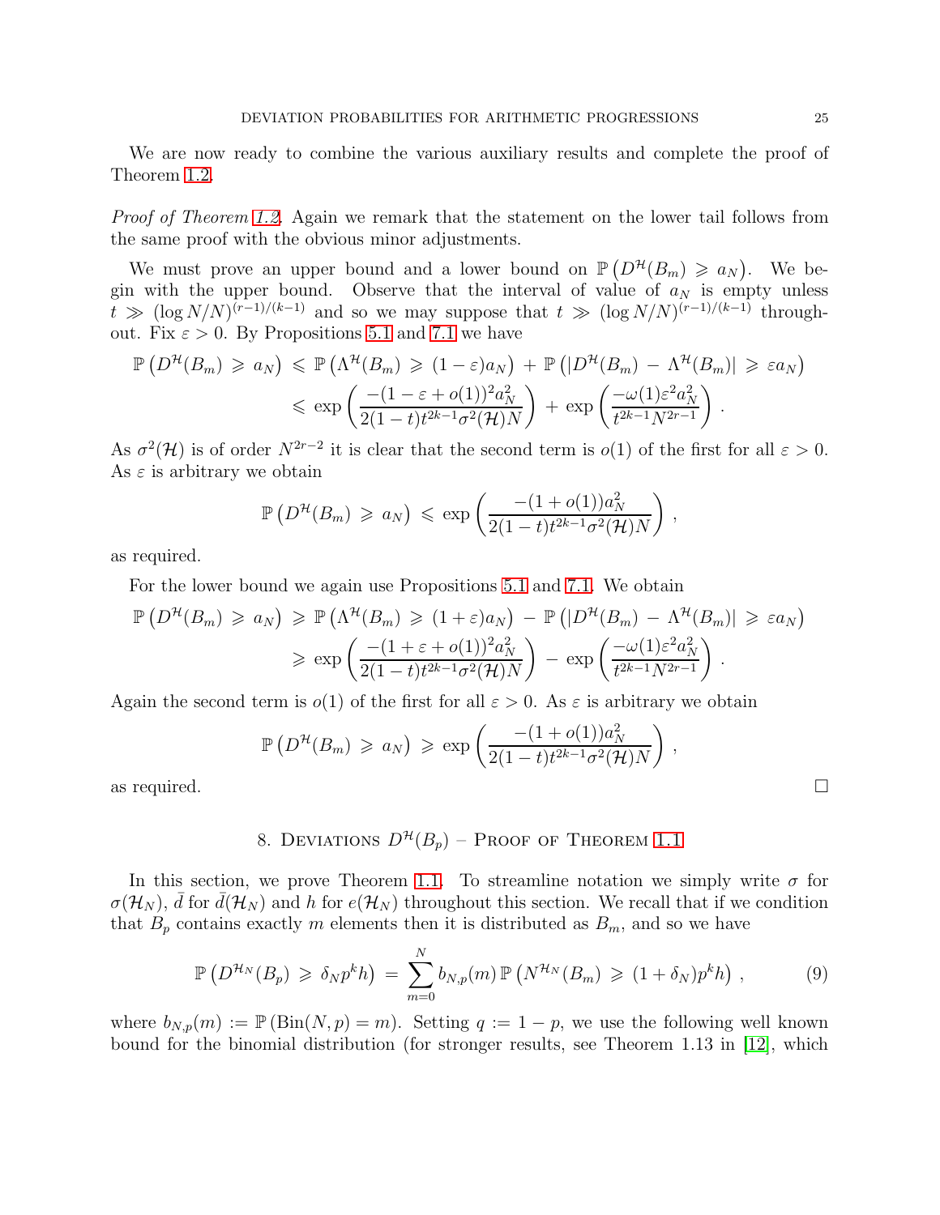We are now ready to combine the various auxiliary results and complete the proof of Theorem 1.2.

*Proof of Theorem 1.2.* Again we remark that the statement on the lower tail follows from the same proof with the obvious minor adjustments.

We must prove an upper bound and a lower bound on $\mathbb{P}\left(D^{\mathcal{H}}(B_m) \geqslant a_N\right)$. We begin with the upper bound. Observe that the interval of value of $a_N$ is empty unless $t \gg (\log N/N)^{(r-1)/(k-1)}$ and so we may suppose that $t \gg (\log N/N)^{(r-1)/(k-1)}$ throughout. Fix $\varepsilon > 0$. By Propositions 5.1 and 7.1 we have

$$\begin{aligned}\mathbb{P}\left(D^{\mathcal{H}}(B_m) \geqslant a_N\right) &\leqslant \mathbb{P}\left(\Lambda^{\mathcal{H}}(B_m) \geqslant (1-\varepsilon)a_N\right) + \mathbb{P}\left(|D^{\mathcal{H}}(B_m) - \Lambda^{\mathcal{H}}(B_m)| \geqslant \varepsilon a_N\right) \\ &\leqslant \exp\left(\frac{-(1-\varepsilon+o(1))^2 a_N^2}{2(1-t)t^{2k-1}\sigma^2(\mathcal{H})N}\right) + \exp\left(\frac{-\omega(1)\varepsilon^2 a_N^2}{t^{2k-1}N^{2r-1}}\right).\end{aligned}$$

As $\sigma^2(\mathcal{H})$ is of order $N^{2r-2}$ it is clear that the second term is $o(1)$ of the first for all $\varepsilon > 0$. As $\varepsilon$ is arbitrary we obtain

$$\mathbb{P}\left(D^{\mathcal{H}}(B_m) \geqslant a_N\right) \leqslant \exp\left(\frac{-(1+o(1))a_N^2}{2(1-t)t^{2k-1}\sigma^2(\mathcal{H})N}\right),$$

as required.

For the lower bound we again use Propositions 5.1 and 7.1. We obtain

$$\begin{aligned}\mathbb{P}\left(D^{\mathcal{H}}(B_m) \geqslant a_N\right) &\geqslant \mathbb{P}\left(\Lambda^{\mathcal{H}}(B_m) \geqslant (1+\varepsilon)a_N\right) - \mathbb{P}\left(|D^{\mathcal{H}}(B_m) - \Lambda^{\mathcal{H}}(B_m)| \geqslant \varepsilon a_N\right) \\ &\geqslant \exp\left(\frac{-(1+\varepsilon+o(1))^2 a_N^2}{2(1-t)t^{2k-1}\sigma^2(\mathcal{H})N}\right) - \exp\left(\frac{-\omega(1)\varepsilon^2 a_N^2}{t^{2k-1}N^{2r-1}}\right).\end{aligned}$$

Again the second term is $o(1)$ of the first for all $\varepsilon > 0$. As $\varepsilon$ is arbitrary we obtain

$$\mathbb{P}\left(D^{\mathcal{H}}(B_m) \geqslant a_N\right) \geqslant \exp\left(\frac{-(1+o(1))a_N^2}{2(1-t)t^{2k-1}\sigma^2(\mathcal{H})N}\right),$$

as required. □

## 8. Deviations $D^{\mathcal{H}}(B_p)$ – Proof of Theorem 1.1

In this section, we prove Theorem 1.1. To streamline notation we simply write $\sigma$ for $\sigma(\mathcal{H}_N)$, $\bar{d}$ for $\bar{d}(\mathcal{H}_N)$ and $h$ for $e(\mathcal{H}_N)$ throughout this section. We recall that if we condition that $B_p$ contains exactly $m$ elements then it is distributed as $B_m$, and so we have

$$\mathbb{P}\left(D^{\mathcal{H}_N}(B_p) \geqslant \delta_N p^k h\right) = \sum_{m=0}^{N} b_{N,p}(m)\, \mathbb{P}\left(N^{\mathcal{H}_N}(B_m) \geqslant (1+\delta_N)p^k h\right), \tag{9}$$

where $b_{N,p}(m) := \mathbb{P}(\mathrm{Bin}(N,p) = m)$. Setting $q := 1-p$, we use the following well known bound for the binomial distribution (for stronger results, see Theorem 1.13 in [12], which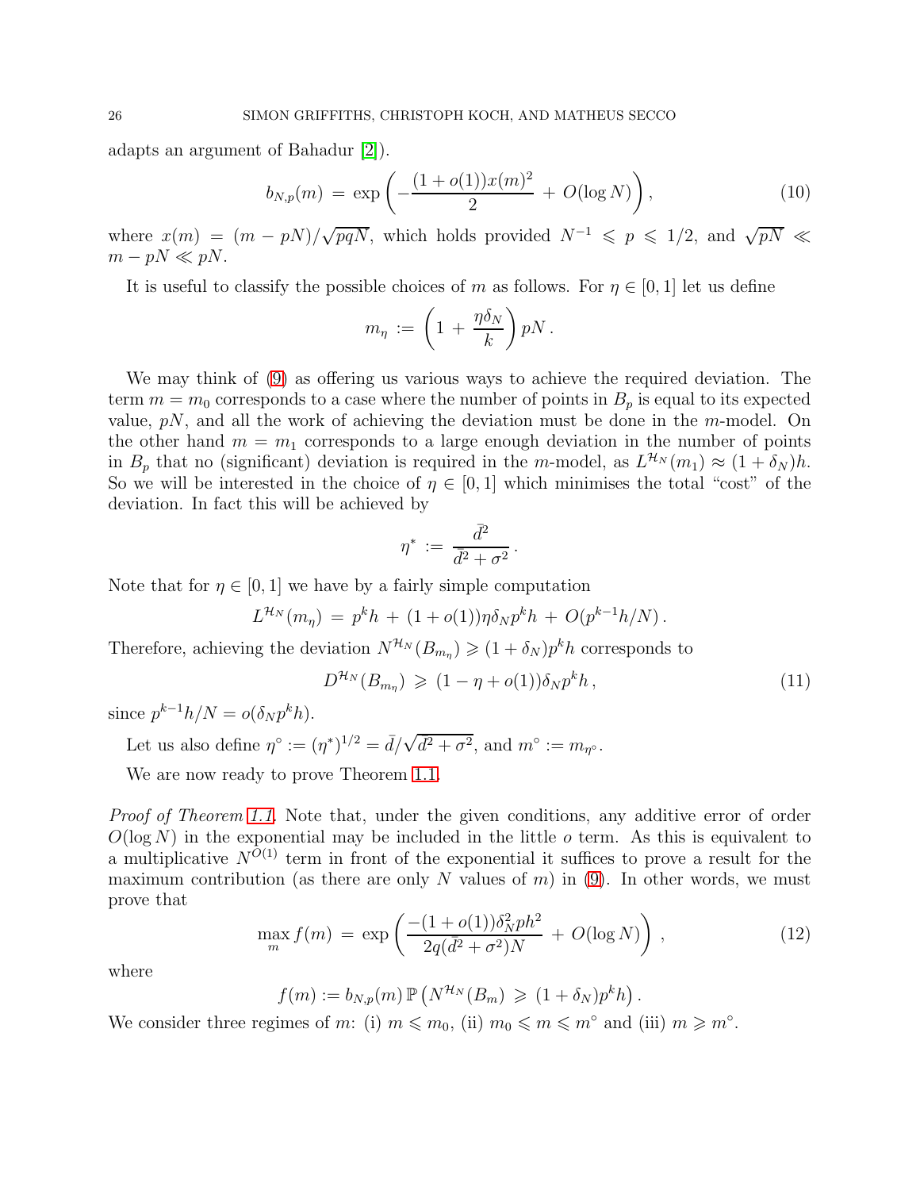adapts an argument of Bahadur [2]).

$$b_{N,p}(m) \,=\, \exp\left(-\frac{(1+o(1))x(m)^2}{2} \,+\, O(\log N)\right), \tag{10}$$

where $x(m) = (m - pN)/\sqrt{pqN}$, which holds provided $N^{-1} \leqslant p \leqslant 1/2$, and $\sqrt{pN} \ll m - pN \ll pN$.

It is useful to classify the possible choices of $m$ as follows. For $\eta \in [0,1]$ let us define

$$m_\eta \,:=\, \left(1 \,+\, \frac{\eta\delta_N}{k}\right) pN\,.$$

We may think of (9) as offering us various ways to achieve the required deviation. The term $m = m_0$ corresponds to a case where the number of points in $B_p$ is equal to its expected value, $pN$, and all the work of achieving the deviation must be done in the $m$-model. On the other hand $m = m_1$ corresponds to a large enough deviation in the number of points in $B_p$ that no (significant) deviation is required in the $m$-model, as $L^{\mathcal{H}_N}(m_1) \approx (1+\delta_N)h$. So we will be interested in the choice of $\eta \in [0,1]$ which minimises the total "cost" of the deviation. In fact this will be achieved by

$$\eta^* \,:=\, \frac{\bar{d}^2}{\bar{d}^2 + \sigma^2}\,.$$

Note that for $\eta \in [0,1]$ we have by a fairly simple computation

$$L^{\mathcal{H}_N}(m_\eta) \,=\, p^k h \,+\, (1+o(1))\eta\delta_N p^k h \,+\, O(p^{k-1}h/N)\,.$$

Therefore, achieving the deviation $N^{\mathcal{H}_N}(B_{m_\eta}) \geqslant (1+\delta_N)p^k h$ corresponds to

$$D^{\mathcal{H}_N}(B_{m_\eta}) \,\geqslant\, (1 - \eta + o(1))\delta_N p^k h\,, \tag{11}$$

since $p^{k-1}h/N = o(\delta_N p^k h)$.

Let us also define $\eta^\circ := (\eta^*)^{1/2} = \bar{d}/\sqrt{\bar{d}^2 + \sigma^2}$, and $m^\circ := m_{\eta^\circ}$.

We are now ready to prove Theorem 1.1.

*Proof of Theorem 1.1.* Note that, under the given conditions, any additive error of order $O(\log N)$ in the exponential may be included in the little $o$ term. As this is equivalent to a multiplicative $N^{O(1)}$ term in front of the exponential it suffices to prove a result for the maximum contribution (as there are only $N$ values of $m$) in (9). In other words, we must prove that

$$\max_m f(m) \,=\, \exp\left(\frac{-(1+o(1))\delta_N^2 p h^2}{2q(\bar{d}^2 + \sigma^2)N} \,+\, O(\log N)\right)\,, \tag{12}$$

where

$$f(m) := b_{N,p}(m)\, \mathbb{P}\left(N^{\mathcal{H}_N}(B_m) \,\geqslant\, (1+\delta_N)p^k h\right).$$

We consider three regimes of $m$: (i) $m \leqslant m_0$, (ii) $m_0 \leqslant m \leqslant m^\circ$ and (iii) $m \geqslant m^\circ$.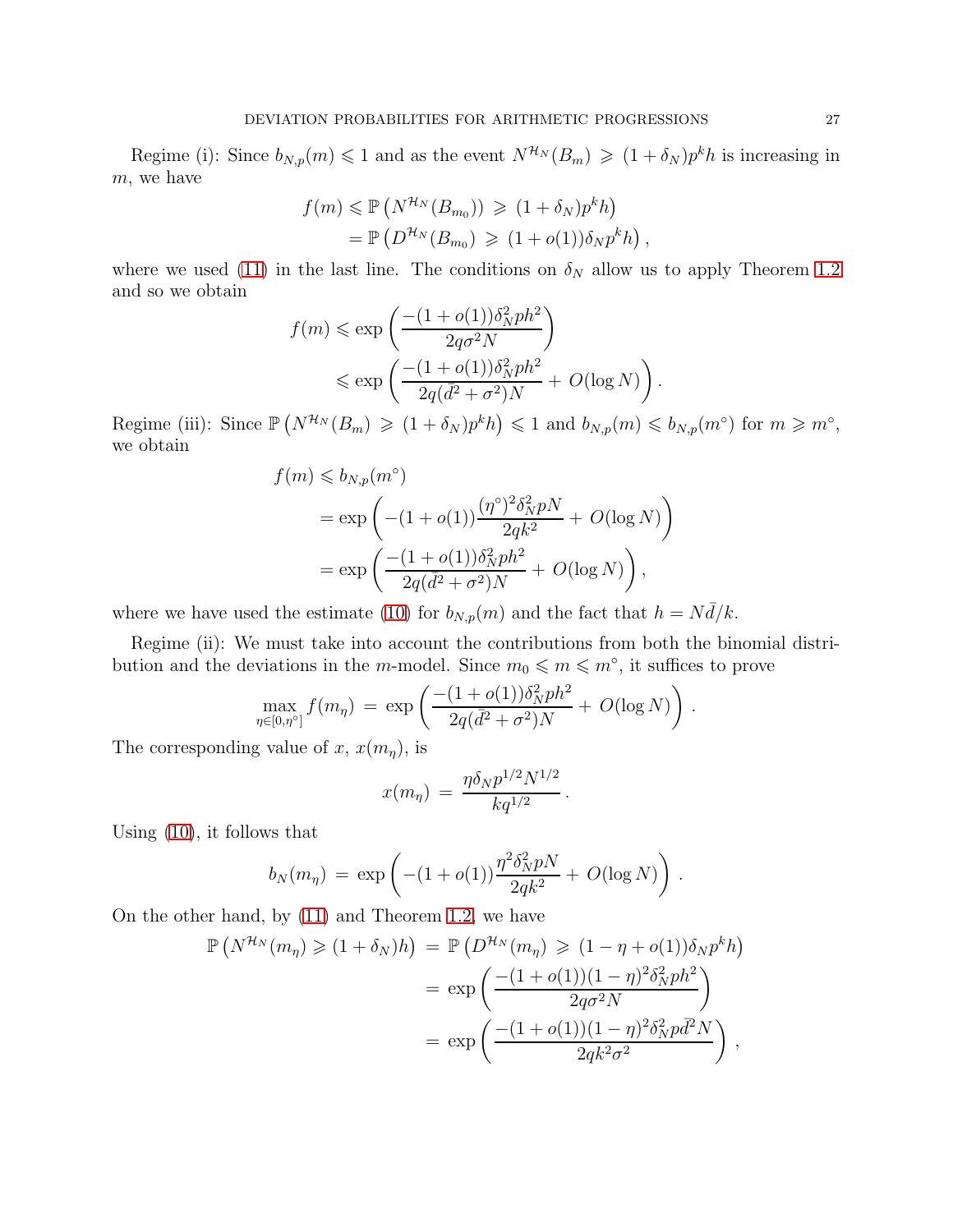Regime (i): Since $b_{N,p}(m) \leqslant 1$ and as the event $N^{\mathcal{H}_N}(B_m) \geqslant (1+\delta_N)p^k h$ is increasing in $m$, we have

$$
\begin{aligned}
f(m) &\leqslant \mathbb{P}\left(N^{\mathcal{H}_N}(B_{m_0})) \geqslant (1+\delta_N)p^k h\right) \\
&= \mathbb{P}\left(D^{\mathcal{H}_N}(B_{m_0}) \geqslant (1+o(1))\delta_N p^k h\right),
\end{aligned}
$$

where we used (11) in the last line. The conditions on $\delta_N$ allow us to apply Theorem 1.2 and so we obtain

$$
\begin{aligned}
f(m) &\leqslant \exp\left(\frac{-(1+o(1))\delta_N^2 p h^2}{2q\sigma^2 N}\right) \\
&\leqslant \exp\left(\frac{-(1+o(1))\delta_N^2 p h^2}{2q(\bar{d}^2+\sigma^2)N} + O(\log N)\right).
\end{aligned}
$$

Regime (iii): Since $\mathbb{P}\left(N^{\mathcal{H}_N}(B_m) \geqslant (1+\delta_N)p^k h\right) \leqslant 1$ and $b_{N,p}(m) \leqslant b_{N,p}(m^\circ)$ for $m \geqslant m^\circ$, we obtain

$$
\begin{aligned}
f(m) &\leqslant b_{N,p}(m^\circ) \\
&= \exp\left(-(1+o(1))\frac{(\eta^\circ)^2\delta_N^2 pN}{2qk^2} + O(\log N)\right) \\
&= \exp\left(\frac{-(1+o(1))\delta_N^2 p h^2}{2q(\bar{d}^2+\sigma^2)N} + O(\log N)\right),
\end{aligned}
$$

where we have used the estimate (10) for $b_{N,p}(m)$ and the fact that $h = N\bar{d}/k$.

Regime (ii): We must take into account the contributions from both the binomial distribution and the deviations in the $m$-model. Since $m_0 \leqslant m \leqslant m^\circ$, it suffices to prove

$$
\max_{\eta\in[0,\eta^\circ]} f(m_\eta) = \exp\left(\frac{-(1+o(1))\delta_N^2 p h^2}{2q(\bar{d}^2+\sigma^2)N} + O(\log N)\right).
$$

The corresponding value of $x$, $x(m_\eta)$, is

$$
x(m_\eta) = \frac{\eta\delta_N p^{1/2} N^{1/2}}{kq^{1/2}}.
$$

Using (10), it follows that

$$
b_N(m_\eta) = \exp\left(-(1+o(1))\frac{\eta^2\delta_N^2 pN}{2qk^2} + O(\log N)\right).
$$

On the other hand, by (11) and Theorem 1.2, we have

$$
\begin{aligned}
\mathbb{P}\left(N^{\mathcal{H}_N}(m_\eta) \geqslant (1+\delta_N)h\right) &= \mathbb{P}\left(D^{\mathcal{H}_N}(m_\eta) \geqslant (1-\eta+o(1))\delta_N p^k h\right) \\
&= \exp\left(\frac{-(1+o(1))(1-\eta)^2\delta_N^2 p h^2}{2q\sigma^2 N}\right) \\
&= \exp\left(\frac{-(1+o(1))(1-\eta)^2\delta_N^2 p\bar{d}^2 N}{2qk^2\sigma^2}\right),
\end{aligned}
$$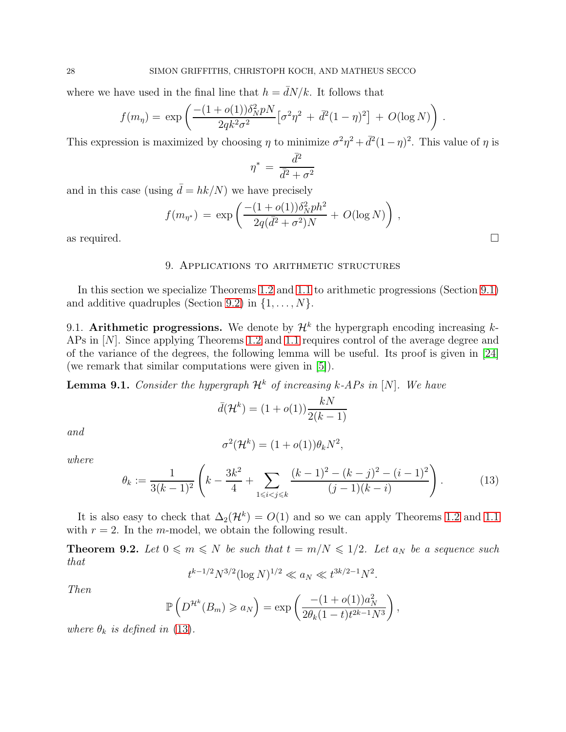where we have used in the final line that $h = \bar{d}N/k$. It follows that

$$f(m_\eta) = \exp\left(\frac{-(1+o(1))\delta_N^2 pN}{2qk^2\sigma^2}\left[\sigma^2\eta^2 + \bar{d}^2(1-\eta)^2\right] + O(\log N)\right).$$

This expression is maximized by choosing $\eta$ to minimize $\sigma^2\eta^2 + \bar{d}^2(1-\eta)^2$. This value of $\eta$ is

$$\eta^* = \frac{\bar{d}^2}{\bar{d}^2 + \sigma^2}$$

and in this case (using $\bar{d} = hk/N$) we have precisely

$$f(m_{\eta^*}) = \exp\left(\frac{-(1+o(1))\delta_N^2 ph^2}{2q(\bar{d}^2+\sigma^2)N} + O(\log N)\right),$$

as required. □

## 9. Applications to arithmetic structures

In this section we specialize Theorems 1.2 and 1.1 to arithmetic progressions (Section 9.1) and additive quadruples (Section 9.2) in $\{1, \ldots, N\}$.

### 9.1. Arithmetic progressions.

We denote by $\mathcal{H}^k$ the hypergraph encoding increasing $k$-APs in $[N]$. Since applying Theorems 1.2 and 1.1 requires control of the average degree and of the variance of the degrees, the following lemma will be useful. Its proof is given in [24] (we remark that similar computations were given in [5]).

**Lemma 9.1.** *Consider the hypergraph $\mathcal{H}^k$ of increasing $k$-APs in $[N]$. We have*

$$\bar{d}(\mathcal{H}^k) = (1+o(1))\frac{kN}{2(k-1)}$$

*and*

$$\sigma^2(\mathcal{H}^k) = (1+o(1))\theta_k N^2,$$

*where*

$$\theta_k := \frac{1}{3(k-1)^2}\left(k - \frac{3k^2}{4} + \sum_{1\leqslant i<j\leqslant k}\frac{(k-1)^2-(k-j)^2-(i-1)^2}{(j-1)(k-i)}\right). \tag{13}$$

It is also easy to check that $\Delta_2(\mathcal{H}^k) = O(1)$ and so we can apply Theorems 1.2 and 1.1 with $r = 2$. In the $m$-model, we obtain the following result.

**Theorem 9.2.** *Let $0 \leqslant m \leqslant N$ be such that $t = m/N \leqslant 1/2$. Let $a_N$ be a sequence such that*

$$t^{k-1/2}N^{3/2}(\log N)^{1/2} \ll a_N \ll t^{3k/2-1}N^2.$$

*Then*

$$\mathbb{P}\left(D^{\mathcal{H}^k}(B_m) \geqslant a_N\right) = \exp\left(\frac{-(1+o(1))a_N^2}{2\theta_k(1-t)t^{2k-1}N^3}\right),$$

*where $\theta_k$ is defined in (13).*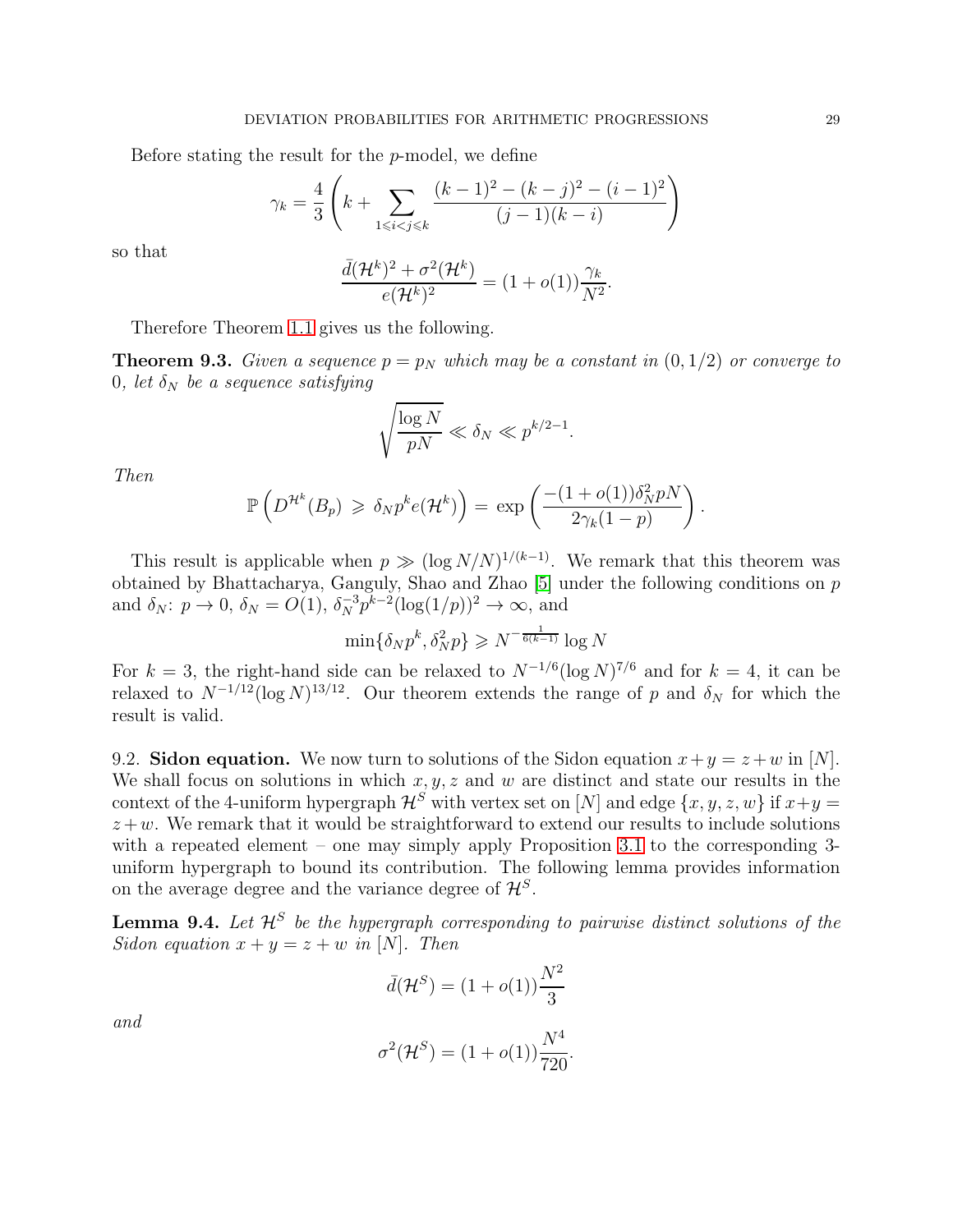Before stating the result for the $p$-model, we define

$$\gamma_k = \frac{4}{3}\left(k + \sum_{1 \leqslant i < j \leqslant k} \frac{(k-1)^2 - (k-j)^2 - (i-1)^2}{(j-1)(k-i)}\right)$$

so that

$$\frac{\bar{d}(\mathcal{H}^k)^2 + \sigma^2(\mathcal{H}^k)}{e(\mathcal{H}^k)^2} = (1+o(1))\frac{\gamma_k}{N^2}.$$

Therefore Theorem 1.1 gives us the following.

**Theorem 9.3.** *Given a sequence $p = p_N$ which may be a constant in $(0, 1/2)$ or converge to $0$, let $\delta_N$ be a sequence satisfying*

$$\sqrt{\frac{\log N}{pN}} \ll \delta_N \ll p^{k/2-1}.$$

*Then*

$$\mathbb{P}\left(D^{\mathcal{H}^k}(B_p) \;\geqslant\; \delta_N p^k e(\mathcal{H}^k)\right) = \;\exp\left(\frac{-(1+o(1))\delta_N^2 pN}{2\gamma_k(1-p)}\right).$$

This result is applicable when $p \gg (\log N/N)^{1/(k-1)}$. We remark that this theorem was obtained by Bhattacharya, Ganguly, Shao and Zhao [5] under the following conditions on $p$ and $\delta_N$: $p \to 0$, $\delta_N = O(1)$, $\delta_N^{-3} p^{k-2}(\log(1/p))^2 \to \infty$, and

$$\min\{\delta_N p^k, \delta_N^2 p\} \geqslant N^{-\frac{1}{6(k-1)}} \log N$$

For $k = 3$, the right-hand side can be relaxed to $N^{-1/6}(\log N)^{7/6}$ and for $k = 4$, it can be relaxed to $N^{-1/12}(\log N)^{13/12}$. Our theorem extends the range of $p$ and $\delta_N$ for which the result is valid.

### 9.2. Sidon equation.

We now turn to solutions of the Sidon equation $x+y = z+w$ in $[N]$. We shall focus on solutions in which $x, y, z$ and $w$ are distinct and state our results in the context of the 4-uniform hypergraph $\mathcal{H}^S$ with vertex set on $[N]$ and edge $\{x, y, z, w\}$ if $x+y = z+w$. We remark that it would be straightforward to extend our results to include solutions with a repeated element – one may simply apply Proposition 3.1 to the corresponding 3-uniform hypergraph to bound its contribution. The following lemma provides information on the average degree and the variance degree of $\mathcal{H}^S$.

**Lemma 9.4.** *Let $\mathcal{H}^S$ be the hypergraph corresponding to pairwise distinct solutions of the Sidon equation $x + y = z + w$ in $[N]$. Then*

$$\bar{d}(\mathcal{H}^S) = (1+o(1))\frac{N^2}{3}$$

*and*

$$\sigma^2(\mathcal{H}^S) = (1+o(1))\frac{N^4}{720}.$$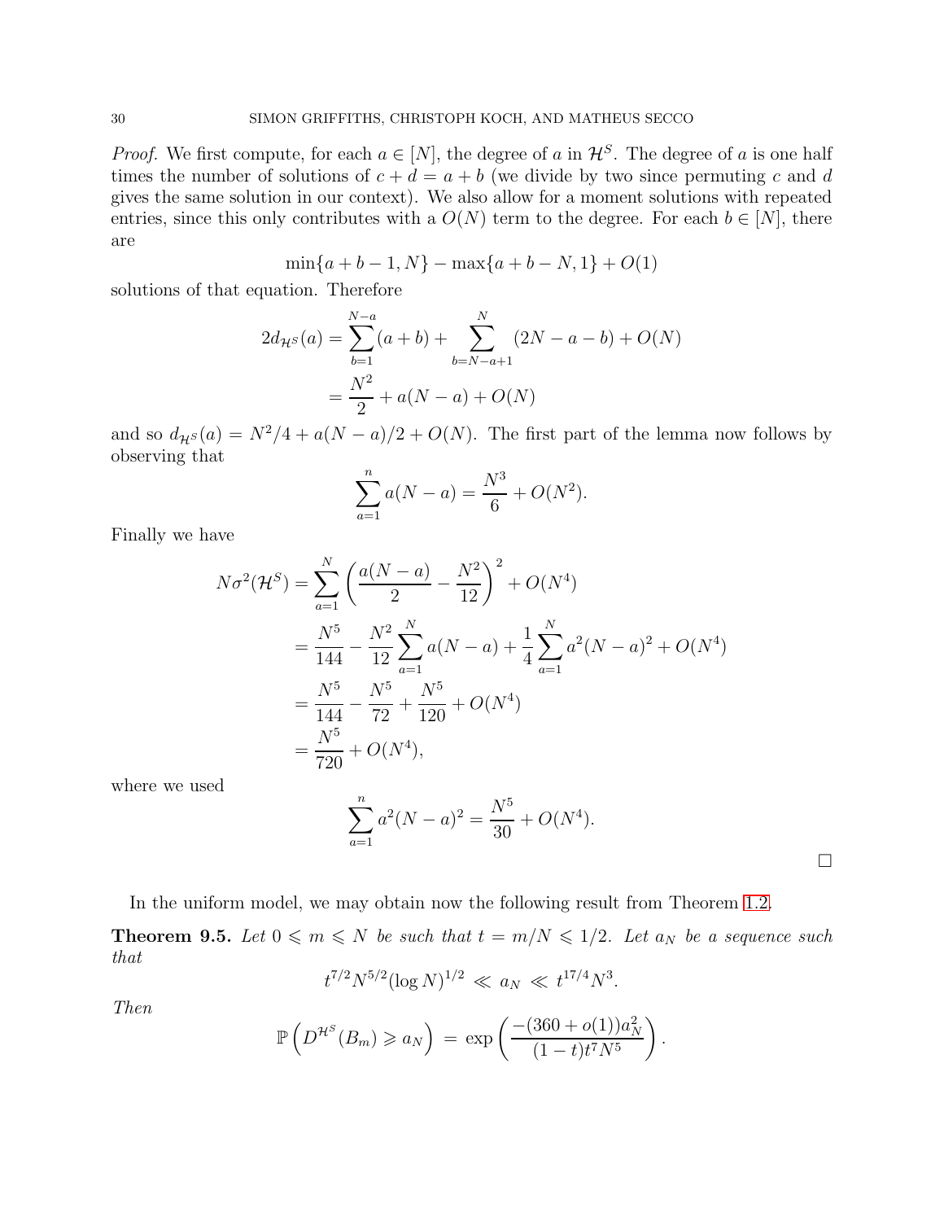*Proof.* We first compute, for each $a \in [N]$, the degree of $a$ in $\mathcal{H}^S$. The degree of $a$ is one half times the number of solutions of $c + d = a + b$ (we divide by two since permuting $c$ and $d$ gives the same solution in our context). We also allow for a moment solutions with repeated entries, since this only contributes with a $O(N)$ term to the degree. For each $b \in [N]$, there are

$$\min\{a + b - 1, N\} - \max\{a + b - N, 1\} + O(1)$$

solutions of that equation. Therefore

$$\begin{aligned}
2d_{\mathcal{H}^S}(a) &= \sum_{b=1}^{N-a}(a+b) + \sum_{b=N-a+1}^{N}(2N - a - b) + O(N) \\
&= \frac{N^2}{2} + a(N-a) + O(N)
\end{aligned}$$

and so $d_{\mathcal{H}^S}(a) = N^2/4 + a(N-a)/2 + O(N)$. The first part of the lemma now follows by observing that

$$\sum_{a=1}^{n} a(N-a) = \frac{N^3}{6} + O(N^2).$$

Finally we have

$$\begin{aligned}
N\sigma^2(\mathcal{H}^S) &= \sum_{a=1}^{N}\left(\frac{a(N-a)}{2} - \frac{N^2}{12}\right)^2 + O(N^4) \\
&= \frac{N^5}{144} - \frac{N^2}{12}\sum_{a=1}^{N} a(N-a) + \frac{1}{4}\sum_{a=1}^{N} a^2(N-a)^2 + O(N^4) \\
&= \frac{N^5}{144} - \frac{N^5}{72} + \frac{N^5}{120} + O(N^4) \\
&= \frac{N^5}{720} + O(N^4),
\end{aligned}$$

where we used

$$\sum_{a=1}^{n} a^2(N-a)^2 = \frac{N^5}{30} + O(N^4).$$

$\square$

In the uniform model, we may obtain now the following result from Theorem 1.2.

**Theorem 9.5.** *Let $0 \leqslant m \leqslant N$ be such that $t = m/N \leqslant 1/2$. Let $a_N$ be a sequence such that*

$$t^{7/2}N^{5/2}(\log N)^{1/2} \ll a_N \ll t^{17/4}N^3.$$

*Then*

$$\mathbb{P}\left(D^{\mathcal{H}^S}(B_m) \geqslant a_N\right) = \exp\left(\frac{-(360 + o(1))a_N^2}{(1-t)t^7N^5}\right).$$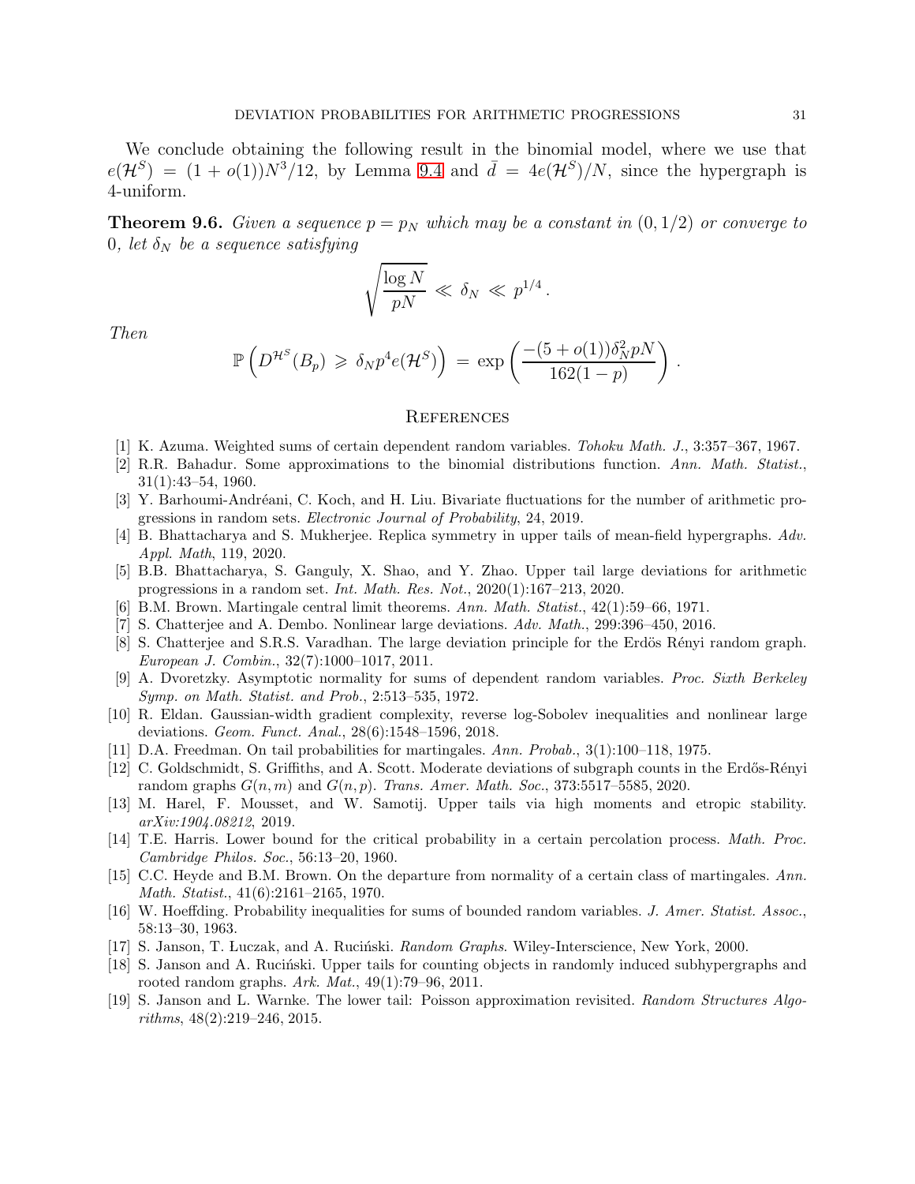We conclude obtaining the following result in the binomial model, where we use that $e(\mathcal{H}^S) = (1 + o(1))N^3/12$, by Lemma 9.4 and $\bar{d} = 4e(\mathcal{H}^S)/N$, since the hypergraph is 4-uniform.

**Theorem 9.6.** *Given a sequence $p = p_N$ which may be a constant in $(0, 1/2)$ or converge to 0, let $\delta_N$ be a sequence satisfying*

$$\sqrt{\frac{\log N}{pN}} \ll \delta_N \ll p^{1/4}\,.$$

*Then*

$$\mathbb{P}\left(D^{\mathcal{H}^S}(B_p) \geqslant \delta_N p^4 e(\mathcal{H}^S)\right) = \exp\left(\frac{-(5 + o(1))\delta_N^2 pN}{162(1-p)}\right).$$

## References

[1] K. Azuma. Weighted sums of certain dependent random variables. *Tohoku Math. J.*, 3:357–367, 1967.

[2] R.R. Bahadur. Some approximations to the binomial distributions function. *Ann. Math. Statist.*, 31(1):43–54, 1960.

[3] Y. Barhoumi-Andréani, C. Koch, and H. Liu. Bivariate fluctuations for the number of arithmetic progressions in random sets. *Electronic Journal of Probability*, 24, 2019.

[4] B. Bhattacharya and S. Mukherjee. Replica symmetry in upper tails of mean-field hypergraphs. *Adv. Appl. Math*, 119, 2020.

[5] B.B. Bhattacharya, S. Ganguly, X. Shao, and Y. Zhao. Upper tail large deviations for arithmetic progressions in a random set. *Int. Math. Res. Not.*, 2020(1):167–213, 2020.

[6] B.M. Brown. Martingale central limit theorems. *Ann. Math. Statist.*, 42(1):59–66, 1971.

[7] S. Chatterjee and A. Dembo. Nonlinear large deviations. *Adv. Math.*, 299:396–450, 2016.

[8] S. Chatterjee and S.R.S. Varadhan. The large deviation principle for the Erdös Rényi random graph. *European J. Combin.*, 32(7):1000–1017, 2011.

[9] A. Dvoretzky. Asymptotic normality for sums of dependent random variables. *Proc. Sixth Berkeley Symp. on Math. Statist. and Prob.*, 2:513–535, 1972.

[10] R. Eldan. Gaussian-width gradient complexity, reverse log-Sobolev inequalities and nonlinear large deviations. *Geom. Funct. Anal.*, 28(6):1548–1596, 2018.

[11] D.A. Freedman. On tail probabilities for martingales. *Ann. Probab.*, 3(1):100–118, 1975.

[12] C. Goldschmidt, S. Griffiths, and A. Scott. Moderate deviations of subgraph counts in the Erdős-Rényi random graphs $G(n, m)$ and $G(n, p)$. *Trans. Amer. Math. Soc.*, 373:5517–5585, 2020.

[13] M. Harel, F. Mousset, and W. Samotij. Upper tails via high moments and etropic stability. *arXiv:1904.08212*, 2019.

[14] T.E. Harris. Lower bound for the critical probability in a certain percolation process. *Math. Proc. Cambridge Philos. Soc.*, 56:13–20, 1960.

[15] C.C. Heyde and B.M. Brown. On the departure from normality of a certain class of martingales. *Ann. Math. Statist.*, 41(6):2161–2165, 1970.

[16] W. Hoeffding. Probability inequalities for sums of bounded random variables. *J. Amer. Statist. Assoc.*, 58:13–30, 1963.

[17] S. Janson, T. Łuczak, and A. Ruciński. *Random Graphs*. Wiley-Interscience, New York, 2000.

[18] S. Janson and A. Ruciński. Upper tails for counting objects in randomly induced subhypergraphs and rooted random graphs. *Ark. Mat.*, 49(1):79–96, 2011.

[19] S. Janson and L. Warnke. The lower tail: Poisson approximation revisited. *Random Structures Algorithms*, 48(2):219–246, 2015.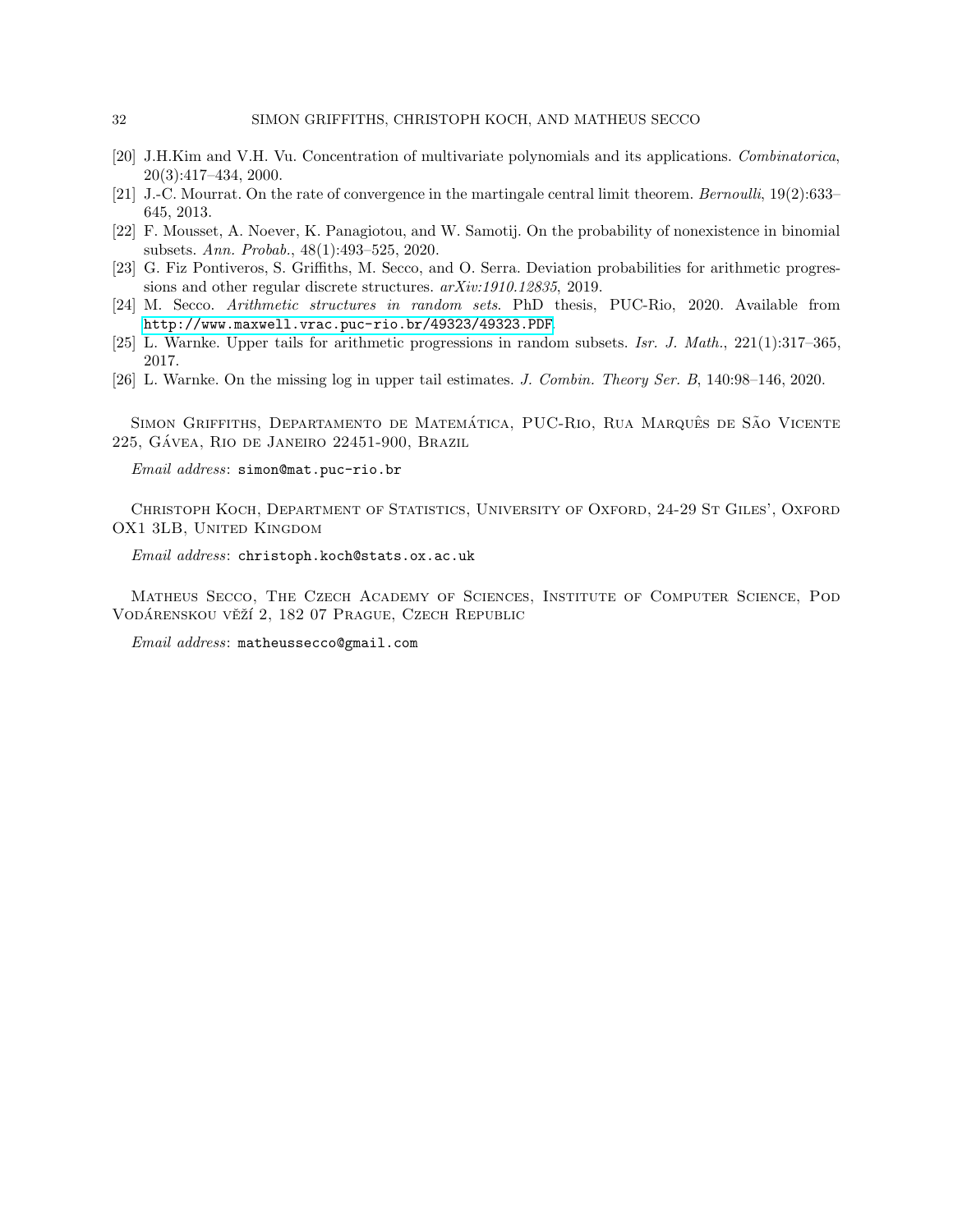[20] J.H.Kim and V.H. Vu. Concentration of multivariate polynomials and its applications. *Combinatorica*, 20(3):417–434, 2000.

[21] J.-C. Mourrat. On the rate of convergence in the martingale central limit theorem. *Bernoulli*, 19(2):633–645, 2013.

[22] F. Mousset, A. Noever, K. Panagiotou, and W. Samotij. On the probability of nonexistence in binomial subsets. *Ann. Probab.*, 48(1):493–525, 2020.

[23] G. Fiz Pontiveros, S. Griffiths, M. Secco, and O. Serra. Deviation probabilities for arithmetic progressions and other regular discrete structures. *arXiv:1910.12835*, 2019.

[24] M. Secco. *Arithmetic structures in random sets*. PhD thesis, PUC-Rio, 2020. Available from `http://www.maxwell.vrac.puc-rio.br/49323/49323.PDF`.

[25] L. Warnke. Upper tails for arithmetic progressions in random subsets. *Isr. J. Math.*, 221(1):317–365, 2017.

[26] L. Warnke. On the missing log in upper tail estimates. *J. Combin. Theory Ser. B*, 140:98–146, 2020.

Simon Griffiths, Departamento de Matemática, PUC-Rio, Rua Marquês de São Vicente 225, Gávea, Rio de Janeiro 22451-900, Brazil

*Email address*: `simon@mat.puc-rio.br`

Christoph Koch, Department of Statistics, University of Oxford, 24-29 St Giles', Oxford OX1 3LB, United Kingdom

*Email address*: `christoph.koch@stats.ox.ac.uk`

Matheus Secco, The Czech Academy of Sciences, Institute of Computer Science, Pod Vodárenskou věží 2, 182 07 Prague, Czech Republic

*Email address*: `matheussecco@gmail.com`